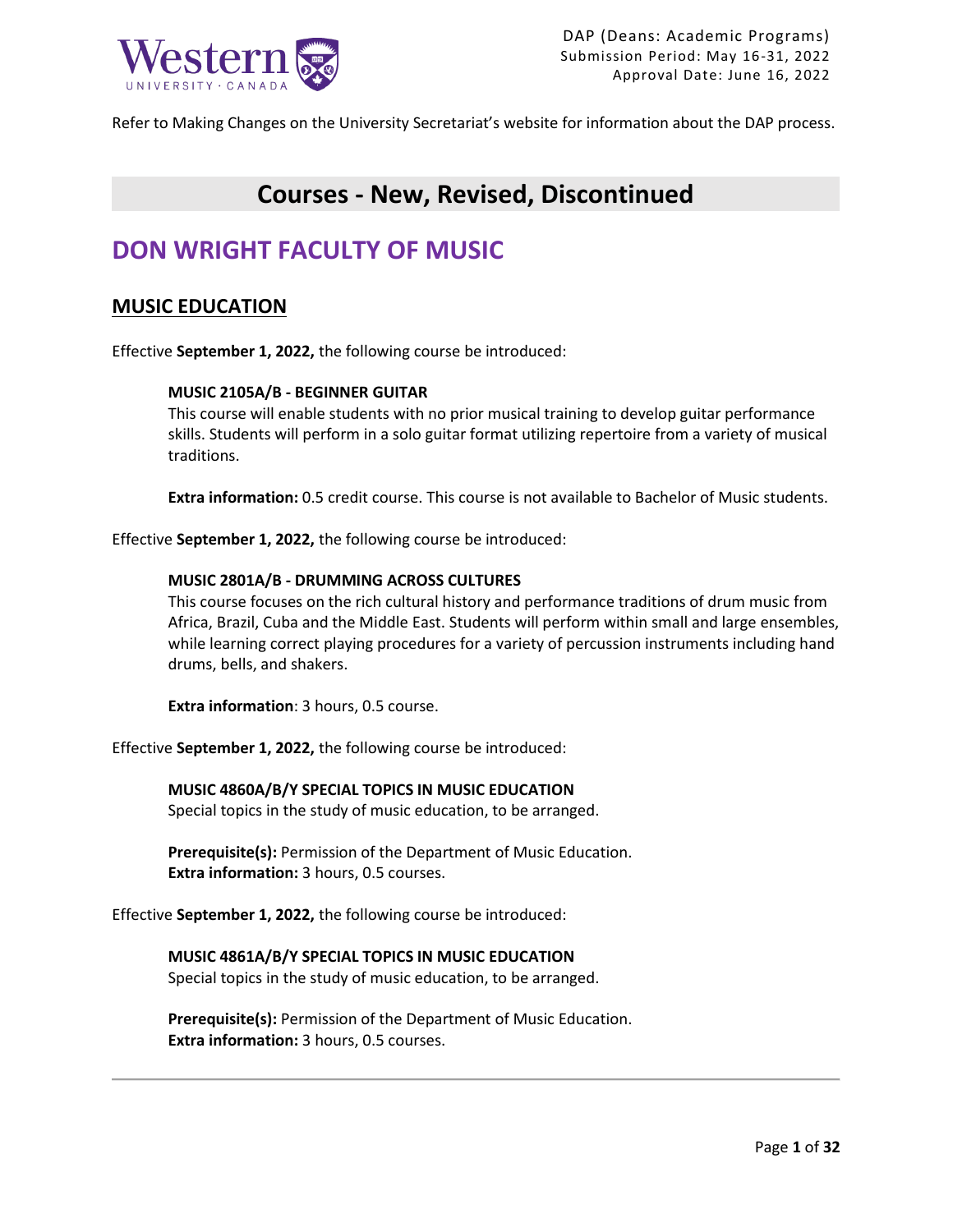DAP (Deans: Academic Programs)
Submission Period: May 16-31, 2022
Approval Date: June 16, 2022

Refer to Making Changes on the University Secretariat's website for information about the DAP process.

# Courses - New, Revised, Discontinued

## DON WRIGHT FACULTY OF MUSIC

### MUSIC EDUCATION

Effective **September 1, 2022,** the following course be introduced:

**MUSIC 2105A/B - BEGINNER GUITAR**
This course will enable students with no prior musical training to develop guitar performance skills. Students will perform in a solo guitar format utilizing repertoire from a variety of musical traditions.

**Extra information:** 0.5 credit course. This course is not available to Bachelor of Music students.

Effective **September 1, 2022,** the following course be introduced:

**MUSIC 2801A/B - DRUMMING ACROSS CULTURES**
This course focuses on the rich cultural history and performance traditions of drum music from Africa, Brazil, Cuba and the Middle East. Students will perform within small and large ensembles, while learning correct playing procedures for a variety of percussion instruments including hand drums, bells, and shakers.

**Extra information**: 3 hours, 0.5 course.

Effective **September 1, 2022,** the following course be introduced:

**MUSIC 4860A/B/Y SPECIAL TOPICS IN MUSIC EDUCATION**
Special topics in the study of music education, to be arranged.

**Prerequisite(s):** Permission of the Department of Music Education.
**Extra information:** 3 hours, 0.5 courses.

Effective **September 1, 2022,** the following course be introduced:

**MUSIC 4861A/B/Y SPECIAL TOPICS IN MUSIC EDUCATION**
Special topics in the study of music education, to be arranged.

**Prerequisite(s):** Permission of the Department of Music Education.
**Extra information:** 3 hours, 0.5 courses.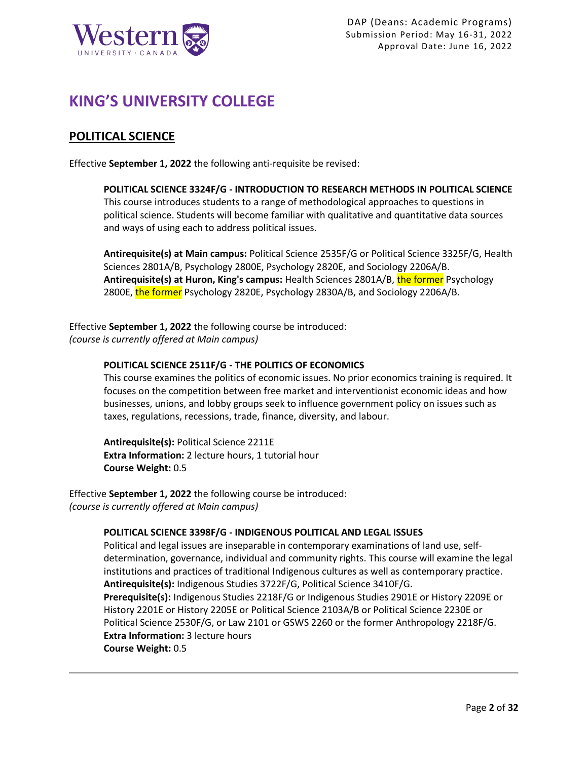# KING'S UNIVERSITY COLLEGE

## POLITICAL SCIENCE

Effective **September 1, 2022** the following anti-requisite be revised:

**POLITICAL SCIENCE 3324F/G - INTRODUCTION TO RESEARCH METHODS IN POLITICAL SCIENCE**
This course introduces students to a range of methodological approaches to questions in political science. Students will become familiar with qualitative and quantitative data sources and ways of using each to address political issues.

**Antirequisite(s) at Main campus:** Political Science 2535F/G or Political Science 3325F/G, Health Sciences 2801A/B, Psychology 2800E, Psychology 2820E, and Sociology 2206A/B.
**Antirequisite(s) at Huron, King's campus:** Health Sciences 2801A/B, the former Psychology 2800E, the former Psychology 2820E, Psychology 2830A/B, and Sociology 2206A/B.

Effective **September 1, 2022** the following course be introduced:
*(course is currently offered at Main campus)*

**POLITICAL SCIENCE 2511F/G - THE POLITICS OF ECONOMICS**
This course examines the politics of economic issues. No prior economics training is required. It focuses on the competition between free market and interventionist economic ideas and how businesses, unions, and lobby groups seek to influence government policy on issues such as taxes, regulations, recessions, trade, finance, diversity, and labour.

**Antirequisite(s):** Political Science 2211E
**Extra Information:** 2 lecture hours, 1 tutorial hour
**Course Weight:** 0.5

Effective **September 1, 2022** the following course be introduced:
*(course is currently offered at Main campus)*

**POLITICAL SCIENCE 3398F/G - INDIGENOUS POLITICAL AND LEGAL ISSUES**
Political and legal issues are inseparable in contemporary examinations of land use, self-determination, governance, individual and community rights. This course will examine the legal institutions and practices of traditional Indigenous cultures as well as contemporary practice.
**Antirequisite(s):** Indigenous Studies 3722F/G, Political Science 3410F/G.
**Prerequisite(s):** Indigenous Studies 2218F/G or Indigenous Studies 2901E or History 2209E or History 2201E or History 2205E or Political Science 2103A/B or Political Science 2230E or Political Science 2530F/G, or Law 2101 or GSWS 2260 or the former Anthropology 2218F/G.
**Extra Information:** 3 lecture hours
**Course Weight:** 0.5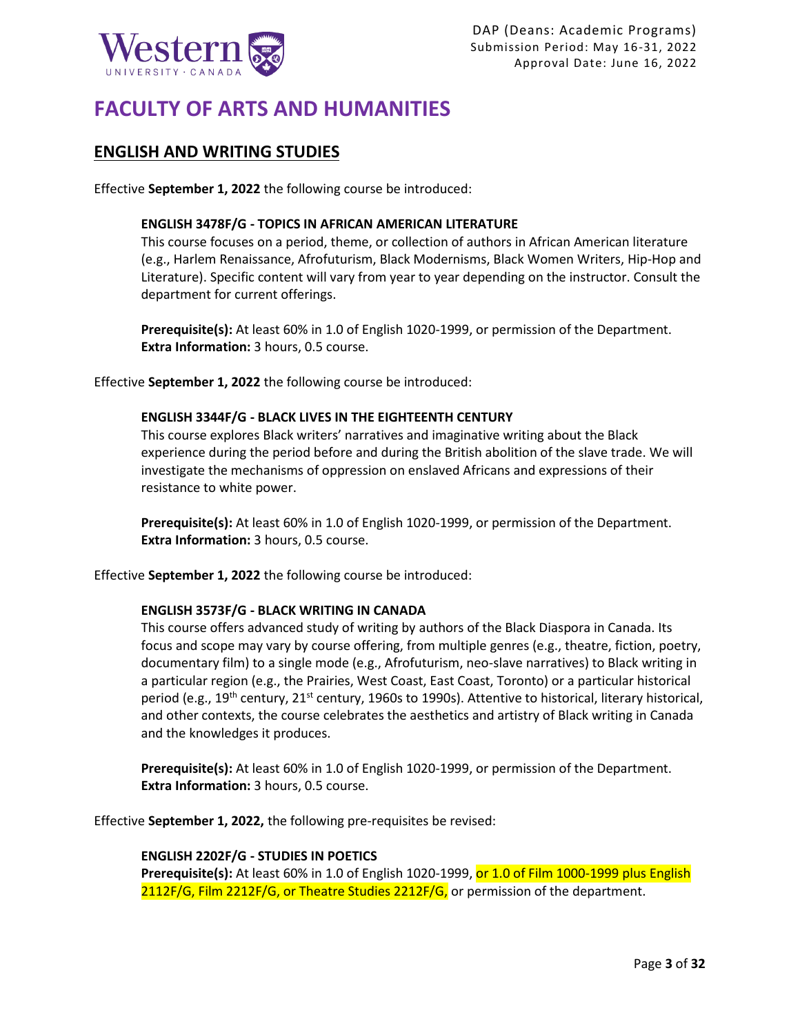# FACULTY OF ARTS AND HUMANITIES

## ENGLISH AND WRITING STUDIES

Effective **September 1, 2022** the following course be introduced:

**ENGLISH 3478F/G - TOPICS IN AFRICAN AMERICAN LITERATURE**
This course focuses on a period, theme, or collection of authors in African American literature (e.g., Harlem Renaissance, Afrofuturism, Black Modernisms, Black Women Writers, Hip-Hop and Literature). Specific content will vary from year to year depending on the instructor. Consult the department for current offerings.

**Prerequisite(s):** At least 60% in 1.0 of English 1020-1999, or permission of the Department.
**Extra Information:** 3 hours, 0.5 course.

Effective **September 1, 2022** the following course be introduced:

**ENGLISH 3344F/G - BLACK LIVES IN THE EIGHTEENTH CENTURY**
This course explores Black writers' narratives and imaginative writing about the Black experience during the period before and during the British abolition of the slave trade. We will investigate the mechanisms of oppression on enslaved Africans and expressions of their resistance to white power.

**Prerequisite(s):** At least 60% in 1.0 of English 1020-1999, or permission of the Department.
**Extra Information:** 3 hours, 0.5 course.

Effective **September 1, 2022** the following course be introduced:

**ENGLISH 3573F/G - BLACK WRITING IN CANADA**
This course offers advanced study of writing by authors of the Black Diaspora in Canada. Its focus and scope may vary by course offering, from multiple genres (e.g., theatre, fiction, poetry, documentary film) to a single mode (e.g., Afrofuturism, neo-slave narratives) to Black writing in a particular region (e.g., the Prairies, West Coast, East Coast, Toronto) or a particular historical period (e.g., 19th century, 21st century, 1960s to 1990s). Attentive to historical, literary historical, and other contexts, the course celebrates the aesthetics and artistry of Black writing in Canada and the knowledges it produces.

**Prerequisite(s):** At least 60% in 1.0 of English 1020-1999, or permission of the Department.
**Extra Information:** 3 hours, 0.5 course.

Effective **September 1, 2022,** the following pre-requisites be revised:

**ENGLISH 2202F/G - STUDIES IN POETICS**
**Prerequisite(s):** At least 60% in 1.0 of English 1020-1999, or 1.0 of Film 1000-1999 plus English 2112F/G, Film 2212F/G, or Theatre Studies 2212F/G, or permission of the department.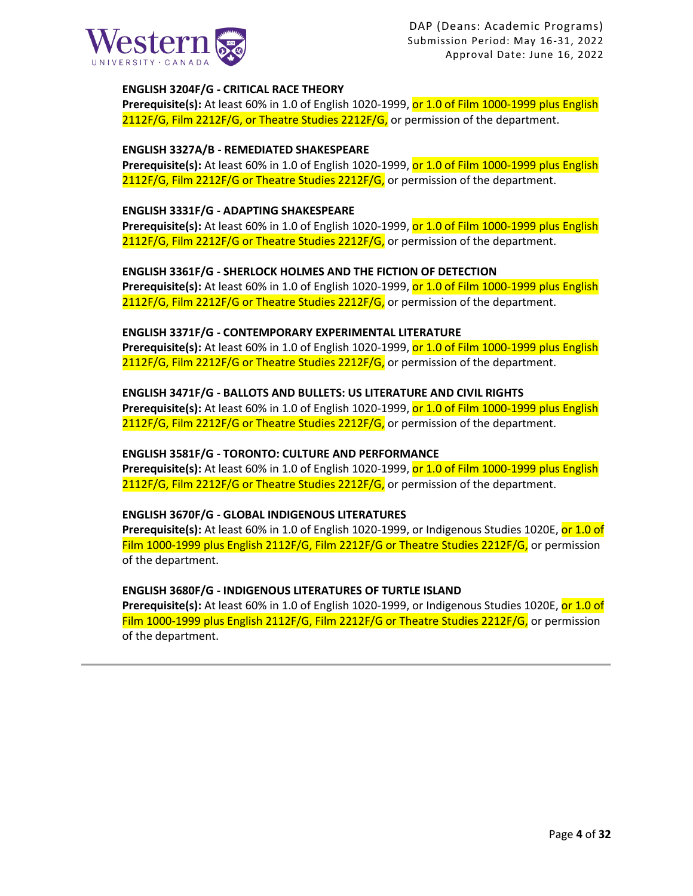**ENGLISH 3204F/G - CRITICAL RACE THEORY**
**Prerequisite(s):** At least 60% in 1.0 of English 1020-1999, or 1.0 of Film 1000-1999 plus English 2112F/G, Film 2212F/G, or Theatre Studies 2212F/G, or permission of the department.

**ENGLISH 3327A/B - REMEDIATED SHAKESPEARE**
**Prerequisite(s):** At least 60% in 1.0 of English 1020-1999, or 1.0 of Film 1000-1999 plus English 2112F/G, Film 2212F/G or Theatre Studies 2212F/G, or permission of the department.

**ENGLISH 3331F/G - ADAPTING SHAKESPEARE**
**Prerequisite(s):** At least 60% in 1.0 of English 1020-1999, or 1.0 of Film 1000-1999 plus English 2112F/G, Film 2212F/G or Theatre Studies 2212F/G, or permission of the department.

**ENGLISH 3361F/G - SHERLOCK HOLMES AND THE FICTION OF DETECTION**
**Prerequisite(s):** At least 60% in 1.0 of English 1020-1999, or 1.0 of Film 1000-1999 plus English 2112F/G, Film 2212F/G or Theatre Studies 2212F/G, or permission of the department.

**ENGLISH 3371F/G - CONTEMPORARY EXPERIMENTAL LITERATURE**
**Prerequisite(s):** At least 60% in 1.0 of English 1020-1999, or 1.0 of Film 1000-1999 plus English 2112F/G, Film 2212F/G or Theatre Studies 2212F/G, or permission of the department.

**ENGLISH 3471F/G - BALLOTS AND BULLETS: US LITERATURE AND CIVIL RIGHTS**
**Prerequisite(s):** At least 60% in 1.0 of English 1020-1999, or 1.0 of Film 1000-1999 plus English 2112F/G, Film 2212F/G or Theatre Studies 2212F/G, or permission of the department.

**ENGLISH 3581F/G - TORONTO: CULTURE AND PERFORMANCE**
**Prerequisite(s):** At least 60% in 1.0 of English 1020-1999, or 1.0 of Film 1000-1999 plus English 2112F/G, Film 2212F/G or Theatre Studies 2212F/G, or permission of the department.

**ENGLISH 3670F/G - GLOBAL INDIGENOUS LITERATURES**
**Prerequisite(s):** At least 60% in 1.0 of English 1020-1999, or Indigenous Studies 1020E, or 1.0 of Film 1000-1999 plus English 2112F/G, Film 2212F/G or Theatre Studies 2212F/G, or permission of the department.

**ENGLISH 3680F/G - INDIGENOUS LITERATURES OF TURTLE ISLAND**
**Prerequisite(s):** At least 60% in 1.0 of English 1020-1999, or Indigenous Studies 1020E, or 1.0 of Film 1000-1999 plus English 2112F/G, Film 2212F/G or Theatre Studies 2212F/G, or permission of the department.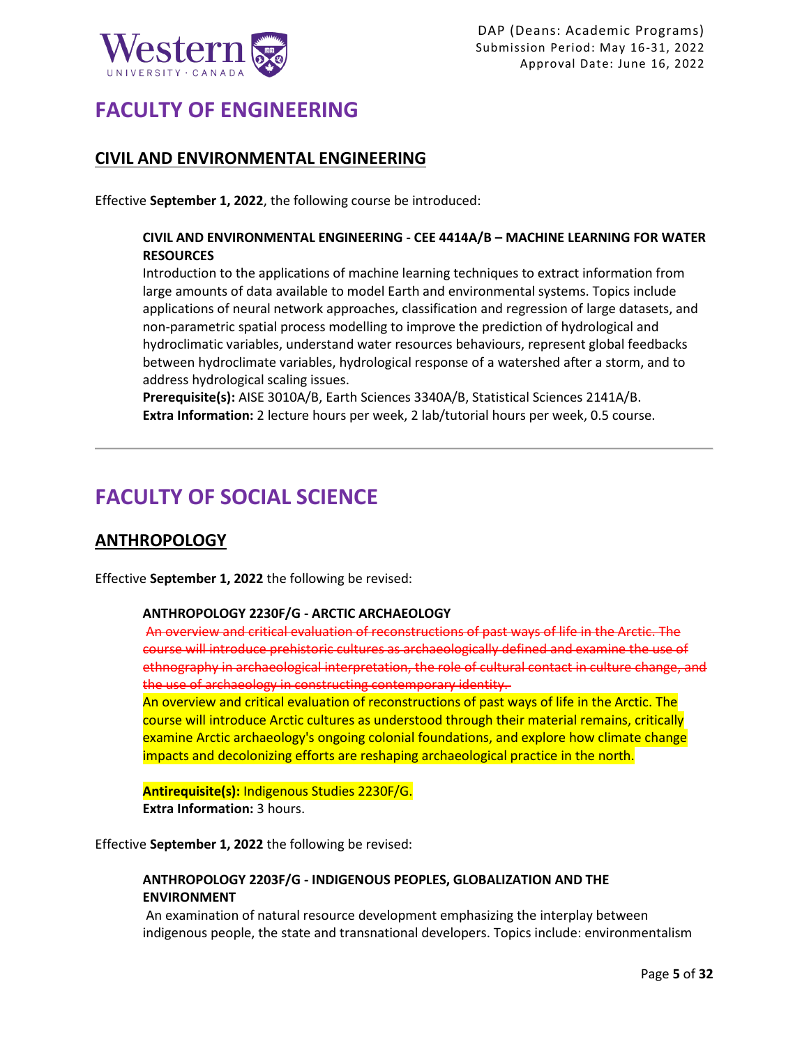# FACULTY OF ENGINEERING

## CIVIL AND ENVIRONMENTAL ENGINEERING

Effective **September 1, 2022**, the following course be introduced:

**CIVIL AND ENVIRONMENTAL ENGINEERING - CEE 4414A/B – MACHINE LEARNING FOR WATER RESOURCES**
Introduction to the applications of machine learning techniques to extract information from large amounts of data available to model Earth and environmental systems. Topics include applications of neural network approaches, classification and regression of large datasets, and non-parametric spatial process modelling to improve the prediction of hydrological and hydroclimatic variables, understand water resources behaviours, represent global feedbacks between hydroclimate variables, hydrological response of a watershed after a storm, and to address hydrological scaling issues.
**Prerequisite(s):** AISE 3010A/B, Earth Sciences 3340A/B, Statistical Sciences 2141A/B.
**Extra Information:** 2 lecture hours per week, 2 lab/tutorial hours per week, 0.5 course.

---

# FACULTY OF SOCIAL SCIENCE

## ANTHROPOLOGY

Effective **September 1, 2022** the following be revised:

**ANTHROPOLOGY 2230F/G - ARCTIC ARCHAEOLOGY**
~~An overview and critical evaluation of reconstructions of past ways of life in the Arctic. The course will introduce prehistoric cultures as archaeologically defined and examine the use of ethnography in archaeological interpretation, the role of cultural contact in culture change, and the use of archaeology in constructing contemporary identity.~~
An overview and critical evaluation of reconstructions of past ways of life in the Arctic. The course will introduce Arctic cultures as understood through their material remains, critically examine Arctic archaeology's ongoing colonial foundations, and explore how climate change impacts and decolonizing efforts are reshaping archaeological practice in the north.

**Antirequisite(s):** Indigenous Studies 2230F/G.
**Extra Information:** 3 hours.

Effective **September 1, 2022** the following be revised:

**ANTHROPOLOGY 2203F/G - INDIGENOUS PEOPLES, GLOBALIZATION AND THE ENVIRONMENT**
An examination of natural resource development emphasizing the interplay between indigenous people, the state and transnational developers. Topics include: environmentalism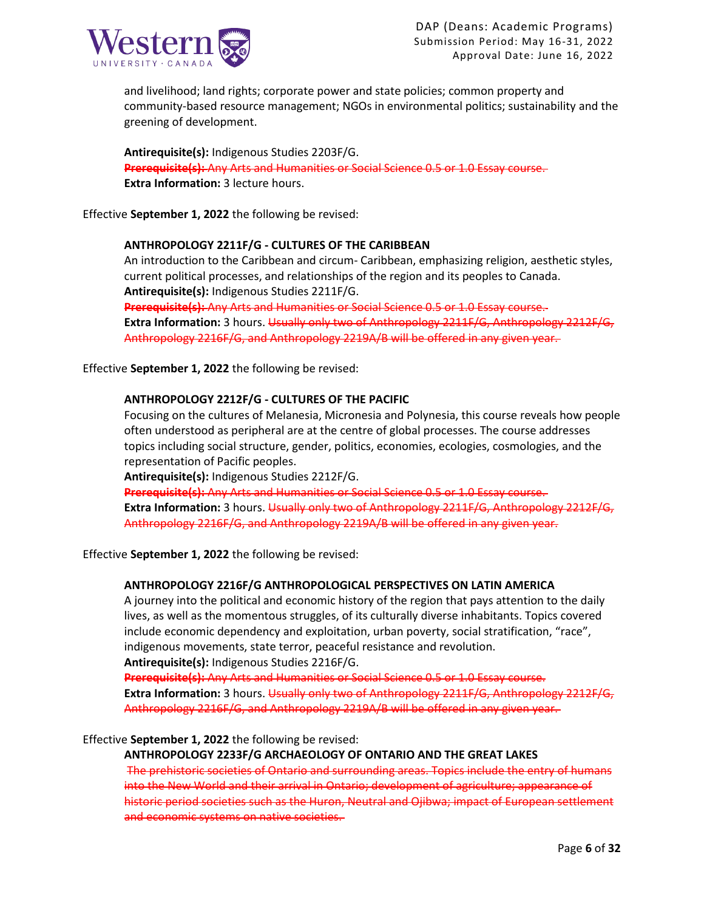and livelihood; land rights; corporate power and state policies; common property and community-based resource management; NGOs in environmental politics; sustainability and the greening of development.

**Antirequisite(s):** Indigenous Studies 2203F/G.
~~**Prerequisite(s):** Any Arts and Humanities or Social Science 0.5 or 1.0 Essay course.~~
**Extra Information:** 3 lecture hours.

Effective **September 1, 2022** the following be revised:

**ANTHROPOLOGY 2211F/G - CULTURES OF THE CARIBBEAN**
An introduction to the Caribbean and circum- Caribbean, emphasizing religion, aesthetic styles, current political processes, and relationships of the region and its peoples to Canada.
**Antirequisite(s):** Indigenous Studies 2211F/G.
~~**Prerequisite(s):** Any Arts and Humanities or Social Science 0.5 or 1.0 Essay course.~~
**Extra Information:** 3 hours. ~~Usually only two of Anthropology 2211F/G, Anthropology 2212F/G, Anthropology 2216F/G, and Anthropology 2219A/B will be offered in any given year.~~

Effective **September 1, 2022** the following be revised:

**ANTHROPOLOGY 2212F/G - CULTURES OF THE PACIFIC**
Focusing on the cultures of Melanesia, Micronesia and Polynesia, this course reveals how people often understood as peripheral are at the centre of global processes. The course addresses topics including social structure, gender, politics, economies, ecologies, cosmologies, and the representation of Pacific peoples.
**Antirequisite(s):** Indigenous Studies 2212F/G.
~~**Prerequisite(s):** Any Arts and Humanities or Social Science 0.5 or 1.0 Essay course.~~
**Extra Information:** 3 hours. ~~Usually only two of Anthropology 2211F/G, Anthropology 2212F/G, Anthropology 2216F/G, and Anthropology 2219A/B will be offered in any given year.~~

Effective **September 1, 2022** the following be revised:

**ANTHROPOLOGY 2216F/G ANTHROPOLOGICAL PERSPECTIVES ON LATIN AMERICA**
A journey into the political and economic history of the region that pays attention to the daily lives, as well as the momentous struggles, of its culturally diverse inhabitants. Topics covered include economic dependency and exploitation, urban poverty, social stratification, "race", indigenous movements, state terror, peaceful resistance and revolution.
**Antirequisite(s):** Indigenous Studies 2216F/G.
~~**Prerequisite(s):** Any Arts and Humanities or Social Science 0.5 or 1.0 Essay course.~~
**Extra Information:** 3 hours. ~~Usually only two of Anthropology 2211F/G, Anthropology 2212F/G, Anthropology 2216F/G, and Anthropology 2219A/B will be offered in any given year.~~

Effective **September 1, 2022** the following be revised:
**ANTHROPOLOGY 2233F/G ARCHAEOLOGY OF ONTARIO AND THE GREAT LAKES**
~~The prehistoric societies of Ontario and surrounding areas. Topics include the entry of humans into the New World and their arrival in Ontario; development of agriculture; appearance of historic period societies such as the Huron, Neutral and Ojibwa; impact of European settlement and economic systems on native societies.~~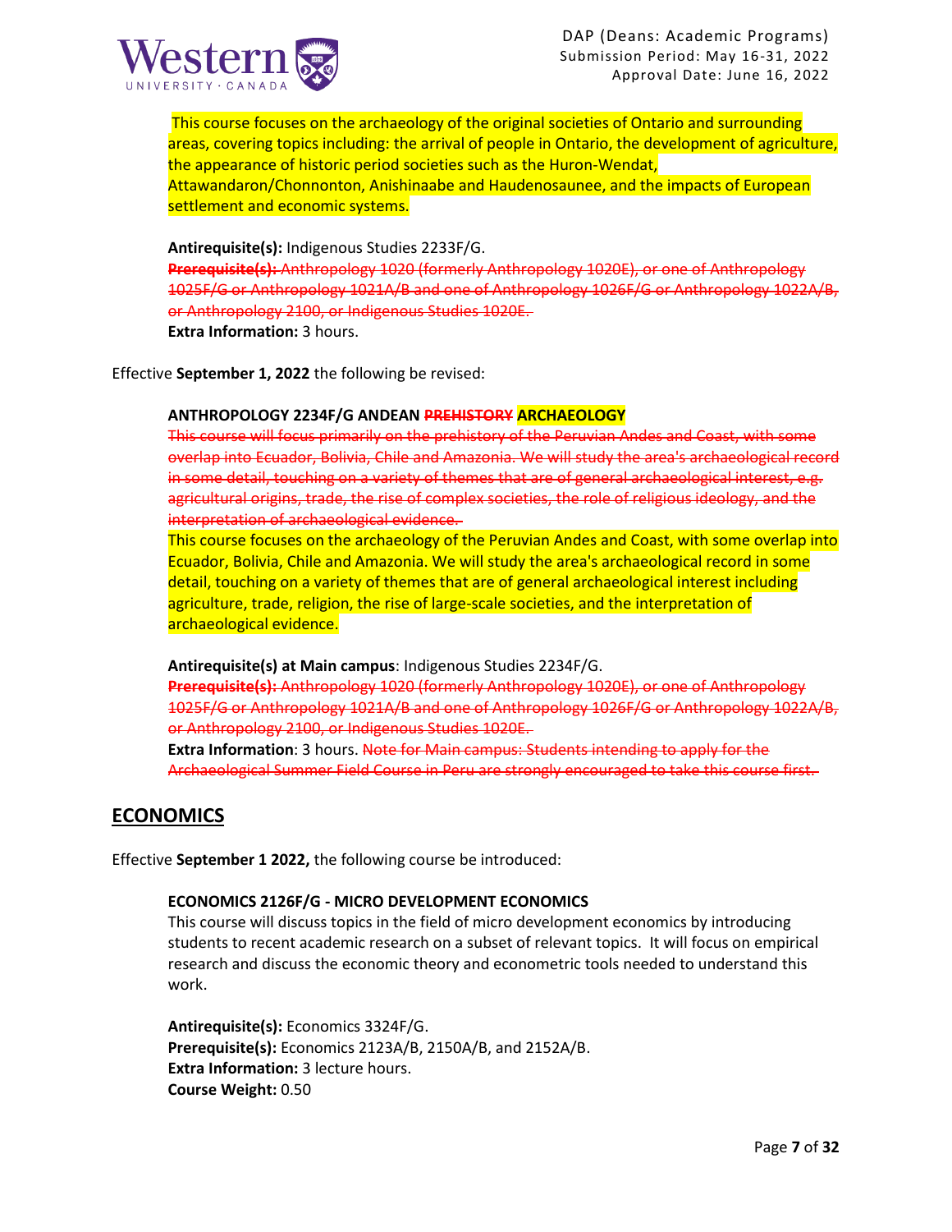This course focuses on the archaeology of the original societies of Ontario and surrounding areas, covering topics including: the arrival of people in Ontario, the development of agriculture, the appearance of historic period societies such as the Huron-Wendat, Attawandaron/Chonnonton, Anishinaabe and Haudenosaunee, and the impacts of European settlement and economic systems.

**Antirequisite(s):** Indigenous Studies 2233F/G.
~~**Prerequisite(s):** Anthropology 1020 (formerly Anthropology 1020E), or one of Anthropology 1025F/G or Anthropology 1021A/B and one of Anthropology 1026F/G or Anthropology 1022A/B, or Anthropology 2100, or Indigenous Studies 1020E.~~
**Extra Information:** 3 hours.

Effective **September 1, 2022** the following be revised:

**ANTHROPOLOGY 2234F/G ANDEAN ~~PREHISTORY~~ ARCHAEOLOGY**

~~This course will focus primarily on the prehistory of the Peruvian Andes and Coast, with some overlap into Ecuador, Bolivia, Chile and Amazonia. We will study the area's archaeological record in some detail, touching on a variety of themes that are of general archaeological interest, e.g. agricultural origins, trade, the rise of complex societies, the role of religious ideology, and the interpretation of archaeological evidence.~~

This course focuses on the archaeology of the Peruvian Andes and Coast, with some overlap into Ecuador, Bolivia, Chile and Amazonia. We will study the area's archaeological record in some detail, touching on a variety of themes that are of general archaeological interest including agriculture, trade, religion, the rise of large-scale societies, and the interpretation of archaeological evidence.

**Antirequisite(s) at Main campus**: Indigenous Studies 2234F/G.
~~**Prerequisite(s):** Anthropology 1020 (formerly Anthropology 1020E), or one of Anthropology 1025F/G or Anthropology 1021A/B and one of Anthropology 1026F/G or Anthropology 1022A/B, or Anthropology 2100, or Indigenous Studies 1020E.~~
**Extra Information**: 3 hours. ~~Note for Main campus: Students intending to apply for the Archaeological Summer Field Course in Peru are strongly encouraged to take this course first.~~

## ECONOMICS

Effective **September 1 2022,** the following course be introduced:

**ECONOMICS 2126F/G - MICRO DEVELOPMENT ECONOMICS**

This course will discuss topics in the field of micro development economics by introducing students to recent academic research on a subset of relevant topics. It will focus on empirical research and discuss the economic theory and econometric tools needed to understand this work.

**Antirequisite(s):** Economics 3324F/G.
**Prerequisite(s):** Economics 2123A/B, 2150A/B, and 2152A/B.
**Extra Information:** 3 lecture hours.
**Course Weight:** 0.50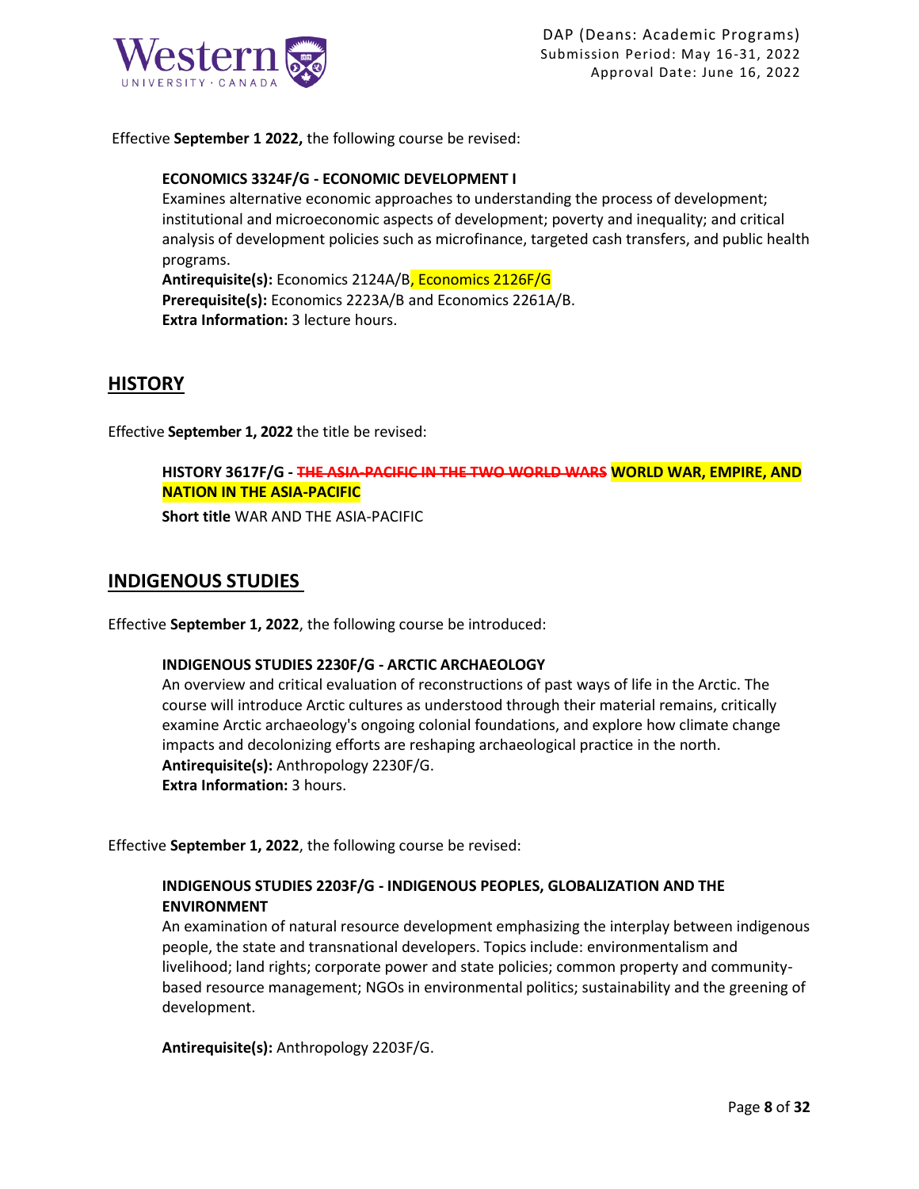Effective **September 1 2022,** the following course be revised:

**ECONOMICS 3324F/G - ECONOMIC DEVELOPMENT I**
Examines alternative economic approaches to understanding the process of development; institutional and microeconomic aspects of development; poverty and inequality; and critical analysis of development policies such as microfinance, targeted cash transfers, and public health programs.
**Antirequisite(s):** Economics 2124A/B, Economics 2126F/G
**Prerequisite(s):** Economics 2223A/B and Economics 2261A/B.
**Extra Information:** 3 lecture hours.

## HISTORY

Effective **September 1, 2022** the title be revised:

**HISTORY 3617F/G - ~~THE ASIA-PACIFIC IN THE TWO WORLD WARS~~ WORLD WAR, EMPIRE, AND NATION IN THE ASIA-PACIFIC**

**Short title** WAR AND THE ASIA-PACIFIC

## INDIGENOUS STUDIES

Effective **September 1, 2022**, the following course be introduced:

**INDIGENOUS STUDIES 2230F/G - ARCTIC ARCHAEOLOGY**
An overview and critical evaluation of reconstructions of past ways of life in the Arctic. The course will introduce Arctic cultures as understood through their material remains, critically examine Arctic archaeology's ongoing colonial foundations, and explore how climate change impacts and decolonizing efforts are reshaping archaeological practice in the north.
**Antirequisite(s):** Anthropology 2230F/G.
**Extra Information:** 3 hours.

Effective **September 1, 2022**, the following course be revised:

**INDIGENOUS STUDIES 2203F/G - INDIGENOUS PEOPLES, GLOBALIZATION AND THE ENVIRONMENT**
An examination of natural resource development emphasizing the interplay between indigenous people, the state and transnational developers. Topics include: environmentalism and livelihood; land rights; corporate power and state policies; common property and community-based resource management; NGOs in environmental politics; sustainability and the greening of development.

**Antirequisite(s):** Anthropology 2203F/G.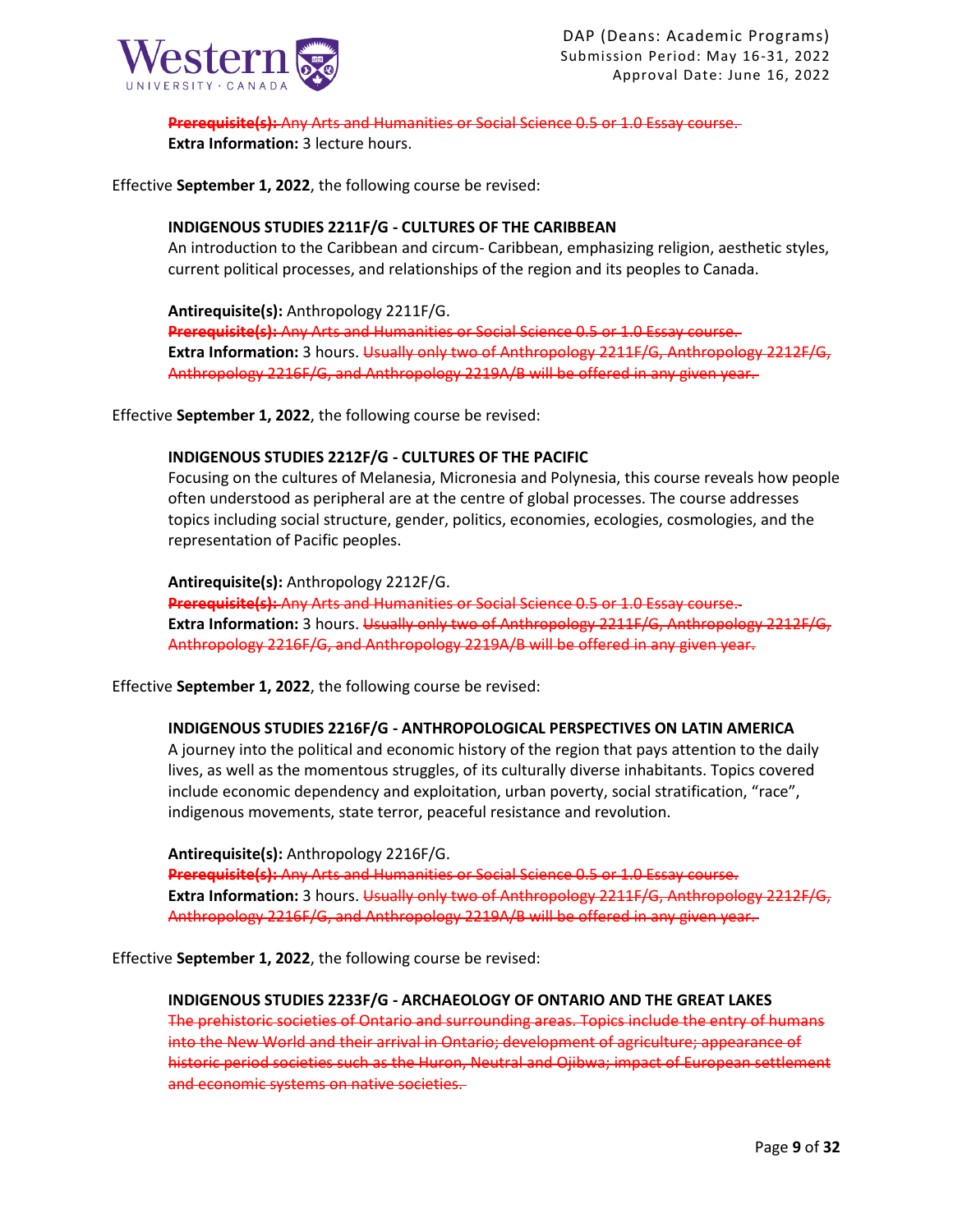~~**Prerequisite(s):** Any Arts and Humanities or Social Science 0.5 or 1.0 Essay course.~~
**Extra Information:** 3 lecture hours.

Effective **September 1, 2022**, the following course be revised:

**INDIGENOUS STUDIES 2211F/G - CULTURES OF THE CARIBBEAN**
An introduction to the Caribbean and circum- Caribbean, emphasizing religion, aesthetic styles, current political processes, and relationships of the region and its peoples to Canada.

**Antirequisite(s):** Anthropology 2211F/G.
~~**Prerequisite(s):** Any Arts and Humanities or Social Science 0.5 or 1.0 Essay course.~~
**Extra Information:** 3 hours. ~~Usually only two of Anthropology 2211F/G, Anthropology 2212F/G, Anthropology 2216F/G, and Anthropology 2219A/B will be offered in any given year.~~

Effective **September 1, 2022**, the following course be revised:

**INDIGENOUS STUDIES 2212F/G - CULTURES OF THE PACIFIC**
Focusing on the cultures of Melanesia, Micronesia and Polynesia, this course reveals how people often understood as peripheral are at the centre of global processes. The course addresses topics including social structure, gender, politics, economies, ecologies, cosmologies, and the representation of Pacific peoples.

**Antirequisite(s):** Anthropology 2212F/G.
~~**Prerequisite(s):** Any Arts and Humanities or Social Science 0.5 or 1.0 Essay course.~~
**Extra Information:** 3 hours. ~~Usually only two of Anthropology 2211F/G, Anthropology 2212F/G, Anthropology 2216F/G, and Anthropology 2219A/B will be offered in any given year.~~

Effective **September 1, 2022**, the following course be revised:

**INDIGENOUS STUDIES 2216F/G - ANTHROPOLOGICAL PERSPECTIVES ON LATIN AMERICA**
A journey into the political and economic history of the region that pays attention to the daily lives, as well as the momentous struggles, of its culturally diverse inhabitants. Topics covered include economic dependency and exploitation, urban poverty, social stratification, "race", indigenous movements, state terror, peaceful resistance and revolution.

**Antirequisite(s):** Anthropology 2216F/G.
~~**Prerequisite(s):** Any Arts and Humanities or Social Science 0.5 or 1.0 Essay course.~~
**Extra Information:** 3 hours. ~~Usually only two of Anthropology 2211F/G, Anthropology 2212F/G, Anthropology 2216F/G, and Anthropology 2219A/B will be offered in any given year.~~

Effective **September 1, 2022**, the following course be revised:

**INDIGENOUS STUDIES 2233F/G - ARCHAEOLOGY OF ONTARIO AND THE GREAT LAKES**
~~The prehistoric societies of Ontario and surrounding areas. Topics include the entry of humans into the New World and their arrival in Ontario; development of agriculture; appearance of historic period societies such as the Huron, Neutral and Ojibwa; impact of European settlement and economic systems on native societies.~~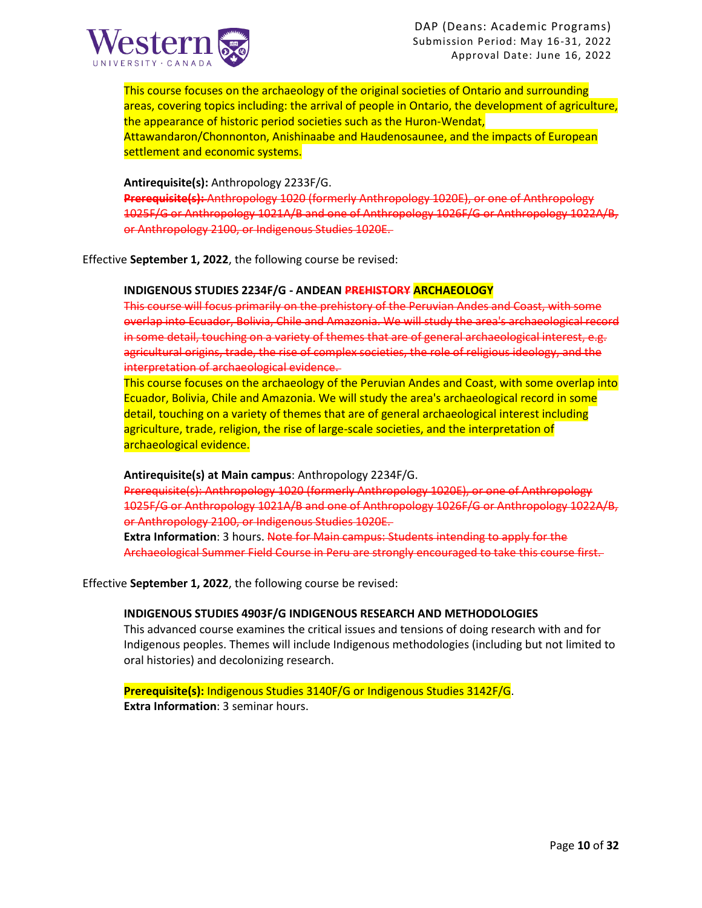This course focuses on the archaeology of the original societies of Ontario and surrounding areas, covering topics including: the arrival of people in Ontario, the development of agriculture, the appearance of historic period societies such as the Huron-Wendat, Attawandaron/Chonnonton, Anishinaabe and Haudenosaunee, and the impacts of European settlement and economic systems.

**Antirequisite(s):** Anthropology 2233F/G.
~~**Prerequisite(s):** Anthropology 1020 (formerly Anthropology 1020E), or one of Anthropology 1025F/G or Anthropology 1021A/B and one of Anthropology 1026F/G or Anthropology 1022A/B, or Anthropology 2100, or Indigenous Studies 1020E.~~

Effective **September 1, 2022**, the following course be revised:

**INDIGENOUS STUDIES 2234F/G - ANDEAN ~~PREHISTORY~~ ARCHAEOLOGY**

~~This course will focus primarily on the prehistory of the Peruvian Andes and Coast, with some overlap into Ecuador, Bolivia, Chile and Amazonia. We will study the area's archaeological record in some detail, touching on a variety of themes that are of general archaeological interest, e.g. agricultural origins, trade, the rise of complex societies, the role of religious ideology, and the interpretation of archaeological evidence.~~

This course focuses on the archaeology of the Peruvian Andes and Coast, with some overlap into Ecuador, Bolivia, Chile and Amazonia. We will study the area's archaeological record in some detail, touching on a variety of themes that are of general archaeological interest including agriculture, trade, religion, the rise of large-scale societies, and the interpretation of archaeological evidence.

**Antirequisite(s) at Main campus**: Anthropology 2234F/G.
~~Prerequisite(s): Anthropology 1020 (formerly Anthropology 1020E), or one of Anthropology 1025F/G or Anthropology 1021A/B and one of Anthropology 1026F/G or Anthropology 1022A/B, or Anthropology 2100, or Indigenous Studies 1020E.~~
**Extra Information**: 3 hours. ~~Note for Main campus: Students intending to apply for the Archaeological Summer Field Course in Peru are strongly encouraged to take this course first.~~

Effective **September 1, 2022**, the following course be revised:

**INDIGENOUS STUDIES 4903F/G INDIGENOUS RESEARCH AND METHODOLOGIES**

This advanced course examines the critical issues and tensions of doing research with and for Indigenous peoples. Themes will include Indigenous methodologies (including but not limited to oral histories) and decolonizing research.

**Prerequisite(s):** Indigenous Studies 3140F/G or Indigenous Studies 3142F/G.
**Extra Information**: 3 seminar hours.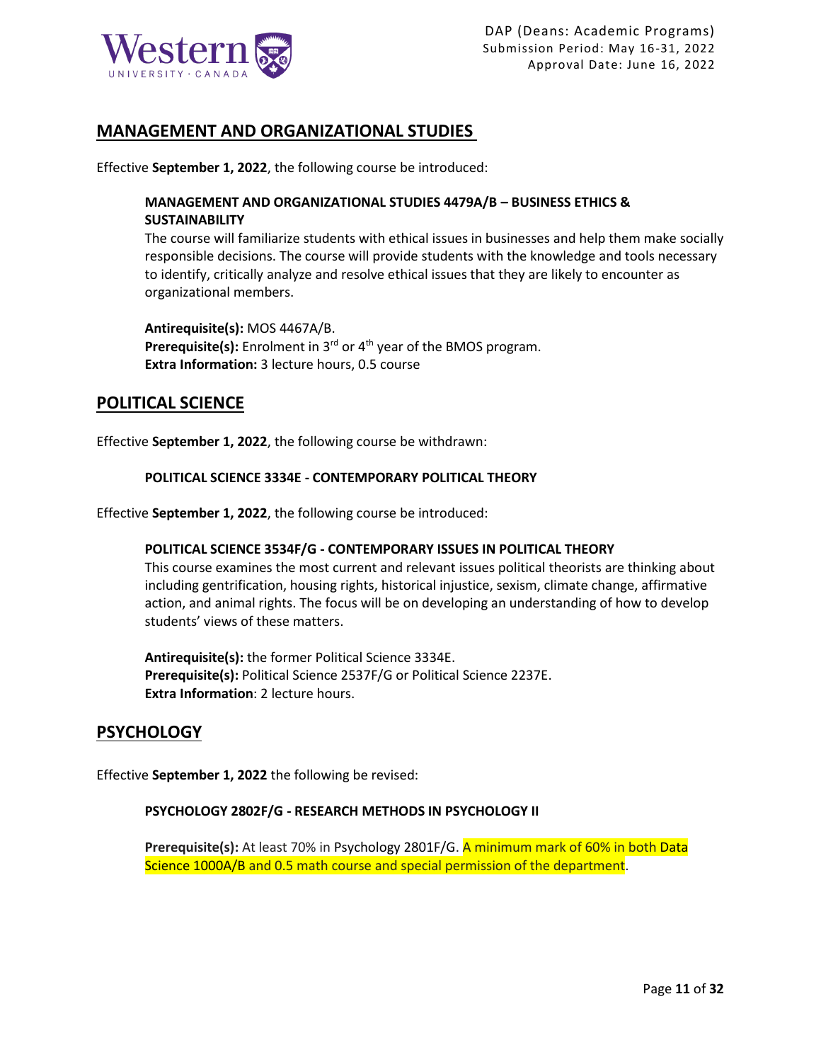## MANAGEMENT AND ORGANIZATIONAL STUDIES

Effective **September 1, 2022**, the following course be introduced:

**MANAGEMENT AND ORGANIZATIONAL STUDIES 4479A/B – BUSINESS ETHICS & SUSTAINABILITY**

The course will familiarize students with ethical issues in businesses and help them make socially responsible decisions. The course will provide students with the knowledge and tools necessary to identify, critically analyze and resolve ethical issues that they are likely to encounter as organizational members.

**Antirequisite(s):** MOS 4467A/B.
**Prerequisite(s):** Enrolment in 3rd or 4th year of the BMOS program.
**Extra Information:** 3 lecture hours, 0.5 course

## POLITICAL SCIENCE

Effective **September 1, 2022**, the following course be withdrawn:

**POLITICAL SCIENCE 3334E - CONTEMPORARY POLITICAL THEORY**

Effective **September 1, 2022**, the following course be introduced:

**POLITICAL SCIENCE 3534F/G - CONTEMPORARY ISSUES IN POLITICAL THEORY**

This course examines the most current and relevant issues political theorists are thinking about including gentrification, housing rights, historical injustice, sexism, climate change, affirmative action, and animal rights. The focus will be on developing an understanding of how to develop students' views of these matters.

**Antirequisite(s):** the former Political Science 3334E.
**Prerequisite(s):** Political Science 2537F/G or Political Science 2237E.
**Extra Information**: 2 lecture hours.

## PSYCHOLOGY

Effective **September 1, 2022** the following be revised:

**PSYCHOLOGY 2802F/G - RESEARCH METHODS IN PSYCHOLOGY II**

**Prerequisite(s):** At least 70% in Psychology 2801F/G. A minimum mark of 60% in both Data Science 1000A/B and 0.5 math course and special permission of the department.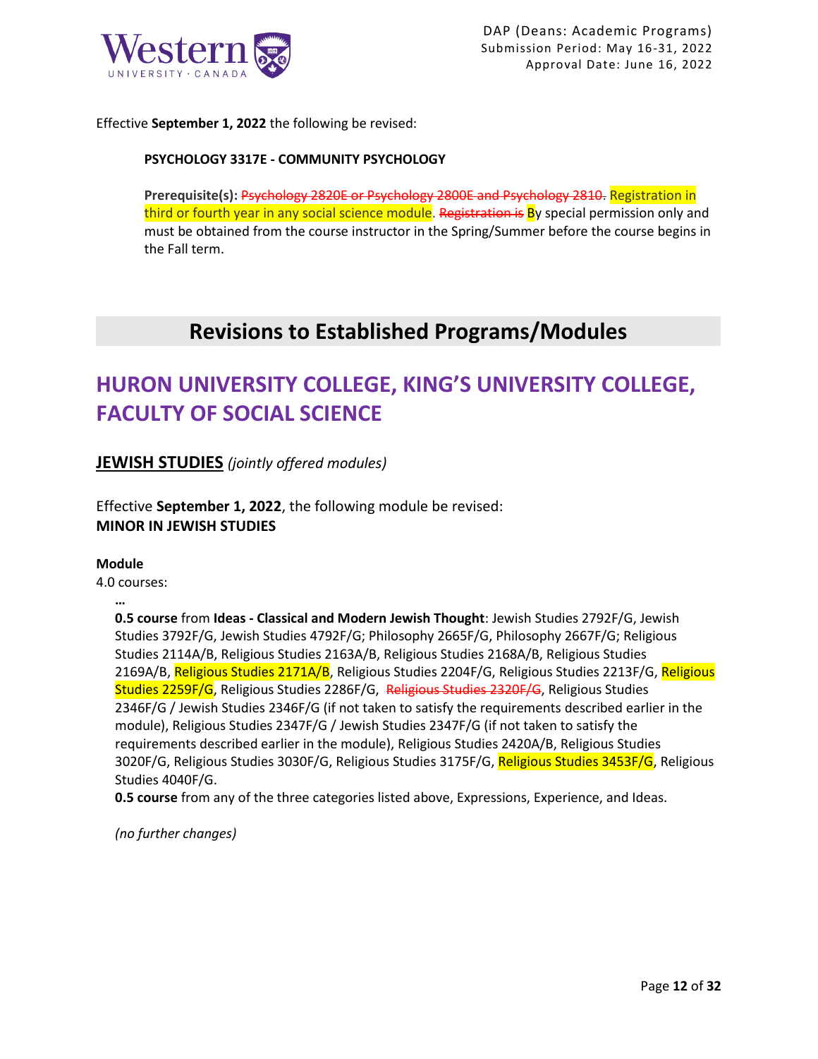Effective **September 1, 2022** the following be revised:

**PSYCHOLOGY 3317E - COMMUNITY PSYCHOLOGY**

**Prerequisite(s):** ~~Psychology 2820E or Psychology 2800E and Psychology 2810.~~ Registration in third or fourth year in any social science module. ~~Registration is~~ By special permission only and must be obtained from the course instructor in the Spring/Summer before the course begins in the Fall term.

## Revisions to Established Programs/Modules

# HURON UNIVERSITY COLLEGE, KING'S UNIVERSITY COLLEGE, FACULTY OF SOCIAL SCIENCE

**JEWISH STUDIES** *(jointly offered modules)*

Effective **September 1, 2022**, the following module be revised:
**MINOR IN JEWISH STUDIES**

**Module**
4.0 courses:

…
**0.5 course** from **Ideas - Classical and Modern Jewish Thought**: Jewish Studies 2792F/G, Jewish Studies 3792F/G, Jewish Studies 4792F/G; Philosophy 2665F/G, Philosophy 2667F/G; Religious Studies 2114A/B, Religious Studies 2163A/B, Religious Studies 2168A/B, Religious Studies 2169A/B, Religious Studies 2171A/B, Religious Studies 2204F/G, Religious Studies 2213F/G, Religious Studies 2259F/G, Religious Studies 2286F/G, ~~Religious Studies 2320F/G~~, Religious Studies 2346F/G / Jewish Studies 2346F/G (if not taken to satisfy the requirements described earlier in the module), Religious Studies 2347F/G / Jewish Studies 2347F/G (if not taken to satisfy the requirements described earlier in the module), Religious Studies 2420A/B, Religious Studies 3020F/G, Religious Studies 3030F/G, Religious Studies 3175F/G, Religious Studies 3453F/G, Religious Studies 4040F/G.
**0.5 course** from any of the three categories listed above, Expressions, Experience, and Ideas.

*(no further changes)*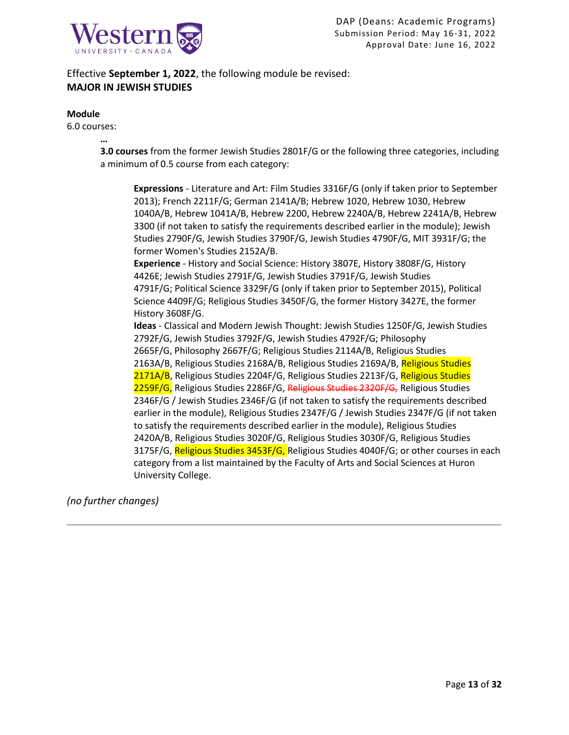Effective **September 1, 2022**, the following module be revised:
**MAJOR IN JEWISH STUDIES**

**Module**
6.0 courses:

…

**3.0 courses** from the former Jewish Studies 2801F/G or the following three categories, including a minimum of 0.5 course from each category:

**Expressions** - Literature and Art: Film Studies 3316F/G (only if taken prior to September 2013); French 2211F/G; German 2141A/B; Hebrew 1020, Hebrew 1030, Hebrew 1040A/B, Hebrew 1041A/B, Hebrew 2200, Hebrew 2240A/B, Hebrew 2241A/B, Hebrew 3300 (if not taken to satisfy the requirements described earlier in the module); Jewish Studies 2790F/G, Jewish Studies 3790F/G, Jewish Studies 4790F/G, MIT 3931F/G; the former Women's Studies 2152A/B.
**Experience** - History and Social Science: History 3807E, History 3808F/G, History 4426E; Jewish Studies 2791F/G, Jewish Studies 3791F/G, Jewish Studies 4791F/G; Political Science 3329F/G (only if taken prior to September 2015), Political Science 4409F/G; Religious Studies 3450F/G, the former History 3427E, the former History 3608F/G.
**Ideas** - Classical and Modern Jewish Thought: Jewish Studies 1250F/G, Jewish Studies 2792F/G, Jewish Studies 3792F/G, Jewish Studies 4792F/G; Philosophy 2665F/G, Philosophy 2667F/G; Religious Studies 2114A/B, Religious Studies 2163A/B, Religious Studies 2168A/B, Religious Studies 2169A/B, Religious Studies 2171A/B, Religious Studies 2204F/G, Religious Studies 2213F/G, Religious Studies 2259F/G, Religious Studies 2286F/G, ~~Religious Studies 2320F/G,~~ Religious Studies 2346F/G / Jewish Studies 2346F/G (if not taken to satisfy the requirements described earlier in the module), Religious Studies 2347F/G / Jewish Studies 2347F/G (if not taken to satisfy the requirements described earlier in the module), Religious Studies 2420A/B, Religious Studies 3020F/G, Religious Studies 3030F/G, Religious Studies 3175F/G, Religious Studies 3453F/G, Religious Studies 4040F/G; or other courses in each category from a list maintained by the Faculty of Arts and Social Sciences at Huron University College.

*(no further changes)*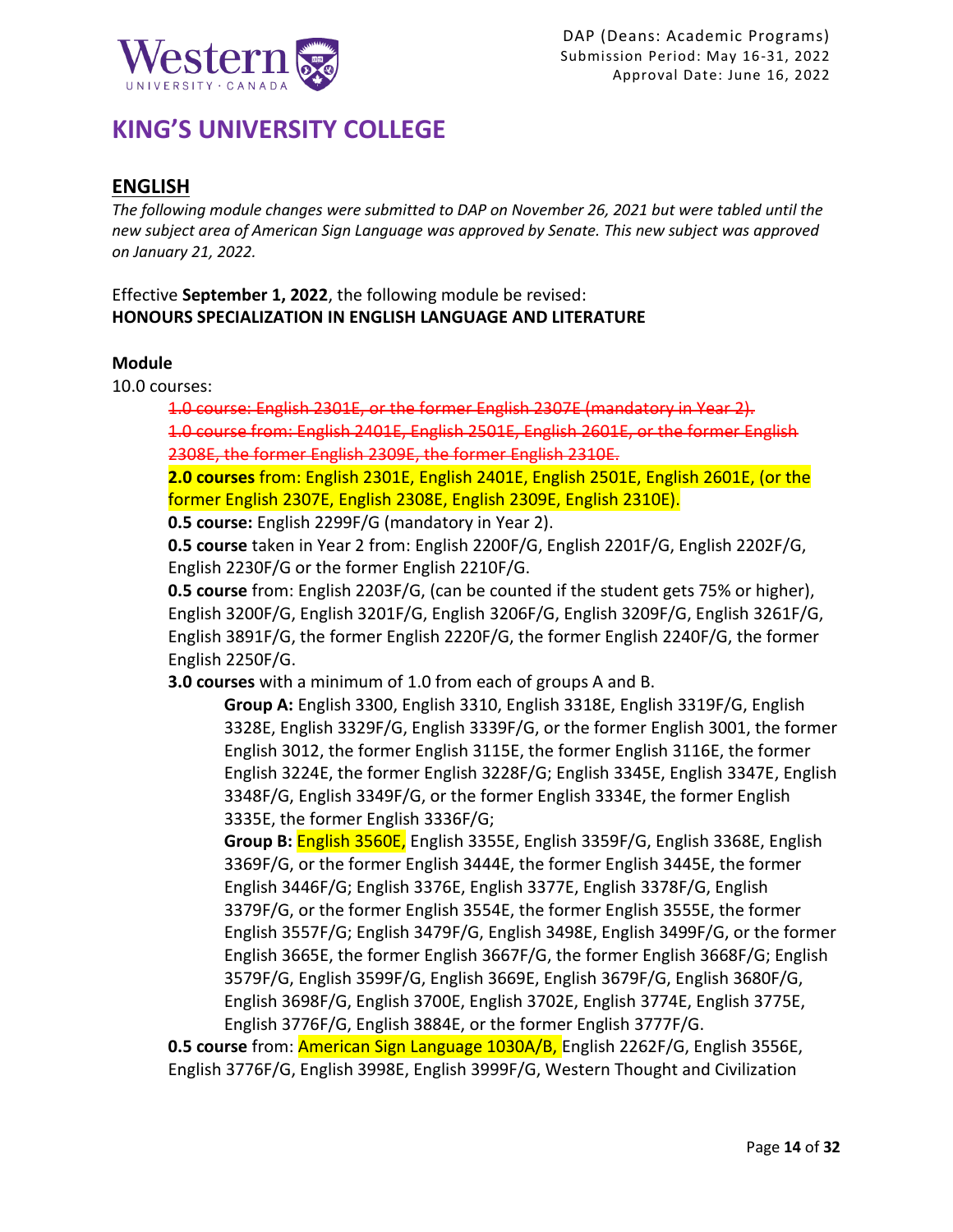# KING'S UNIVERSITY COLLEGE

## ENGLISH

*The following module changes were submitted to DAP on November 26, 2021 but were tabled until the new subject area of American Sign Language was approved by Senate. This new subject was approved on January 21, 2022.*

Effective **September 1, 2022**, the following module be revised:
**HONOURS SPECIALIZATION IN ENGLISH LANGUAGE AND LITERATURE**

**Module**

10.0 courses:

~~1.0 course: English 2301E, or the former English 2307E (mandatory in Year 2).~~
~~1.0 course from: English 2401E, English 2501E, English 2601E, or the former English 2308E, the former English 2309E, the former English 2310E.~~
**2.0 courses** from: English 2301E, English 2401E, English 2501E, English 2601E, (or the former English 2307E, English 2308E, English 2309E, English 2310E).
**0.5 course:** English 2299F/G (mandatory in Year 2).
**0.5 course** taken in Year 2 from: English 2200F/G, English 2201F/G, English 2202F/G, English 2230F/G or the former English 2210F/G.
**0.5 course** from: English 2203F/G, (can be counted if the student gets 75% or higher), English 3200F/G, English 3201F/G, English 3206F/G, English 3209F/G, English 3261F/G, English 3891F/G, the former English 2220F/G, the former English 2240F/G, the former English 2250F/G.
**3.0 courses** with a minimum of 1.0 from each of groups A and B.

> **Group A:** English 3300, English 3310, English 3318E, English 3319F/G, English 3328E, English 3329F/G, English 3339F/G, or the former English 3001, the former English 3012, the former English 3115E, the former English 3116E, the former English 3224E, the former English 3228F/G; English 3345E, English 3347E, English 3348F/G, English 3349F/G, or the former English 3334E, the former English 3335E, the former English 3336F/G;
>
> **Group B:** English 3560E, English 3355E, English 3359F/G, English 3368E, English 3369F/G, or the former English 3444E, the former English 3445E, the former English 3446F/G; English 3376E, English 3377E, English 3378F/G, English 3379F/G, or the former English 3554E, the former English 3555E, the former English 3557F/G; English 3479F/G, English 3498E, English 3499F/G, or the former English 3665E, the former English 3667F/G, the former English 3668F/G; English 3579F/G, English 3599F/G, English 3669E, English 3679F/G, English 3680F/G, English 3698F/G, English 3700E, English 3702E, English 3774E, English 3775E, English 3776F/G, English 3884E, or the former English 3777F/G.

**0.5 course** from: American Sign Language 1030A/B, English 2262F/G, English 3556E, English 3776F/G, English 3998E, English 3999F/G, Western Thought and Civilization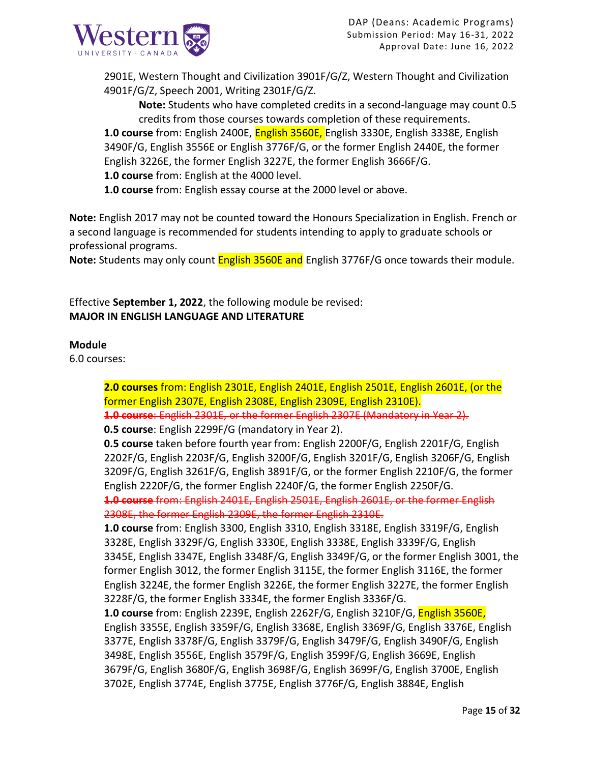2901E, Western Thought and Civilization 3901F/G/Z, Western Thought and Civilization 4901F/G/Z, Speech 2001, Writing 2301F/G/Z.

> **Note:** Students who have completed credits in a second-language may count 0.5 credits from those courses towards completion of these requirements.

**1.0 course** from: English 2400E, English 3560E, English 3330E, English 3338E, English 3490F/G, English 3556E or English 3776F/G, or the former English 2440E, the former English 3226E, the former English 3227E, the former English 3666F/G.

**1.0 course** from: English at the 4000 level.

**1.0 course** from: English essay course at the 2000 level or above.

**Note:** English 2017 may not be counted toward the Honours Specialization in English. French or a second language is recommended for students intending to apply to graduate schools or professional programs.

**Note:** Students may only count English 3560E and English 3776F/G once towards their module.

Effective **September 1, 2022**, the following module be revised:

**MAJOR IN ENGLISH LANGUAGE AND LITERATURE**

**Module**

6.0 courses:

**2.0 courses** from: English 2301E, English 2401E, English 2501E, English 2601E, (or the former English 2307E, English 2308E, English 2309E, English 2310E).

~~**1.0 course**: English 2301E, or the former English 2307E (Mandatory in Year 2).~~

**0.5 course**: English 2299F/G (mandatory in Year 2).

**0.5 course** taken before fourth year from: English 2200F/G, English 2201F/G, English 2202F/G, English 2203F/G, English 3200F/G, English 3201F/G, English 3206F/G, English 3209F/G, English 3261F/G, English 3891F/G, or the former English 2210F/G, the former English 2220F/G, the former English 2240F/G, the former English 2250F/G.

~~**1.0 course** from: English 2401E, English 2501E, English 2601E, or the former English 2308E, the former English 2309E, the former English 2310E.~~

**1.0 course** from: English 3300, English 3310, English 3318E, English 3319F/G, English 3328E, English 3329F/G, English 3330E, English 3338E, English 3339F/G, English 3345E, English 3347E, English 3348F/G, English 3349F/G, or the former English 3001, the former English 3012, the former English 3115E, the former English 3116E, the former English 3224E, the former English 3226E, the former English 3227E, the former English 3228F/G, the former English 3334E, the former English 3336F/G.

**1.0 course** from: English 2239E, English 2262F/G, English 3210F/G, English 3560E, English 3355E, English 3359F/G, English 3368E, English 3369F/G, English 3376E, English 3377E, English 3378F/G, English 3379F/G, English 3479F/G, English 3490F/G, English 3498E, English 3556E, English 3579F/G, English 3599F/G, English 3669E, English 3679F/G, English 3680F/G, English 3698F/G, English 3699F/G, English 3700E, English 3702E, English 3774E, English 3775E, English 3776F/G, English 3884E, English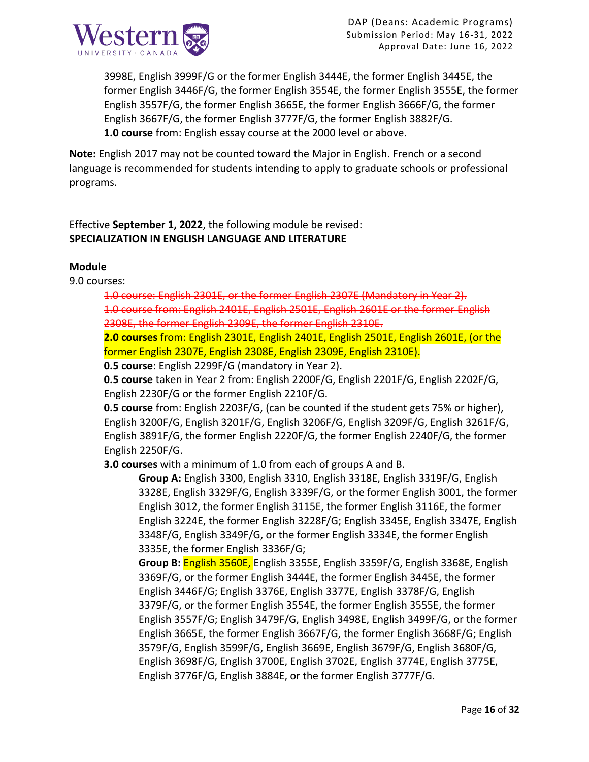3998E, English 3999F/G or the former English 3444E, the former English 3445E, the former English 3446F/G, the former English 3554E, the former English 3555E, the former English 3557F/G, the former English 3665E, the former English 3666F/G, the former English 3667F/G, the former English 3777F/G, the former English 3882F/G.
**1.0 course** from: English essay course at the 2000 level or above.

**Note:** English 2017 may not be counted toward the Major in English. French or a second language is recommended for students intending to apply to graduate schools or professional programs.

Effective **September 1, 2022**, the following module be revised:
**SPECIALIZATION IN ENGLISH LANGUAGE AND LITERATURE**

**Module**
9.0 courses:

~~1.0 course: English 2301E, or the former English 2307E (Mandatory in Year 2).~~
~~1.0 course from: English 2401E, English 2501E, English 2601E or the former English 2308E, the former English 2309E, the former English 2310E.~~
**2.0 courses** from: English 2301E, English 2401E, English 2501E, English 2601E, (or the former English 2307E, English 2308E, English 2309E, English 2310E).
**0.5 course**: English 2299F/G (mandatory in Year 2).
**0.5 course** taken in Year 2 from: English 2200F/G, English 2201F/G, English 2202F/G, English 2230F/G or the former English 2210F/G.
**0.5 course** from: English 2203F/G, (can be counted if the student gets 75% or higher), English 3200F/G, English 3201F/G, English 3206F/G, English 3209F/G, English 3261F/G, English 3891F/G, the former English 2220F/G, the former English 2240F/G, the former English 2250F/G.
**3.0 courses** with a minimum of 1.0 from each of groups A and B.

**Group A:** English 3300, English 3310, English 3318E, English 3319F/G, English 3328E, English 3329F/G, English 3339F/G, or the former English 3001, the former English 3012, the former English 3115E, the former English 3116E, the former English 3224E, the former English 3228F/G; English 3345E, English 3347E, English 3348F/G, English 3349F/G, or the former English 3334E, the former English 3335E, the former English 3336F/G;
**Group B:** English 3560E, English 3355E, English 3359F/G, English 3368E, English 3369F/G, or the former English 3444E, the former English 3445E, the former English 3446F/G; English 3376E, English 3377E, English 3378F/G, English 3379F/G, or the former English 3554E, the former English 3555E, the former English 3557F/G; English 3479F/G, English 3498E, English 3499F/G, or the former English 3665E, the former English 3667F/G, the former English 3668F/G; English 3579F/G, English 3599F/G, English 3669E, English 3679F/G, English 3680F/G, English 3698F/G, English 3700E, English 3702E, English 3774E, English 3775E, English 3776F/G, English 3884E, or the former English 3777F/G.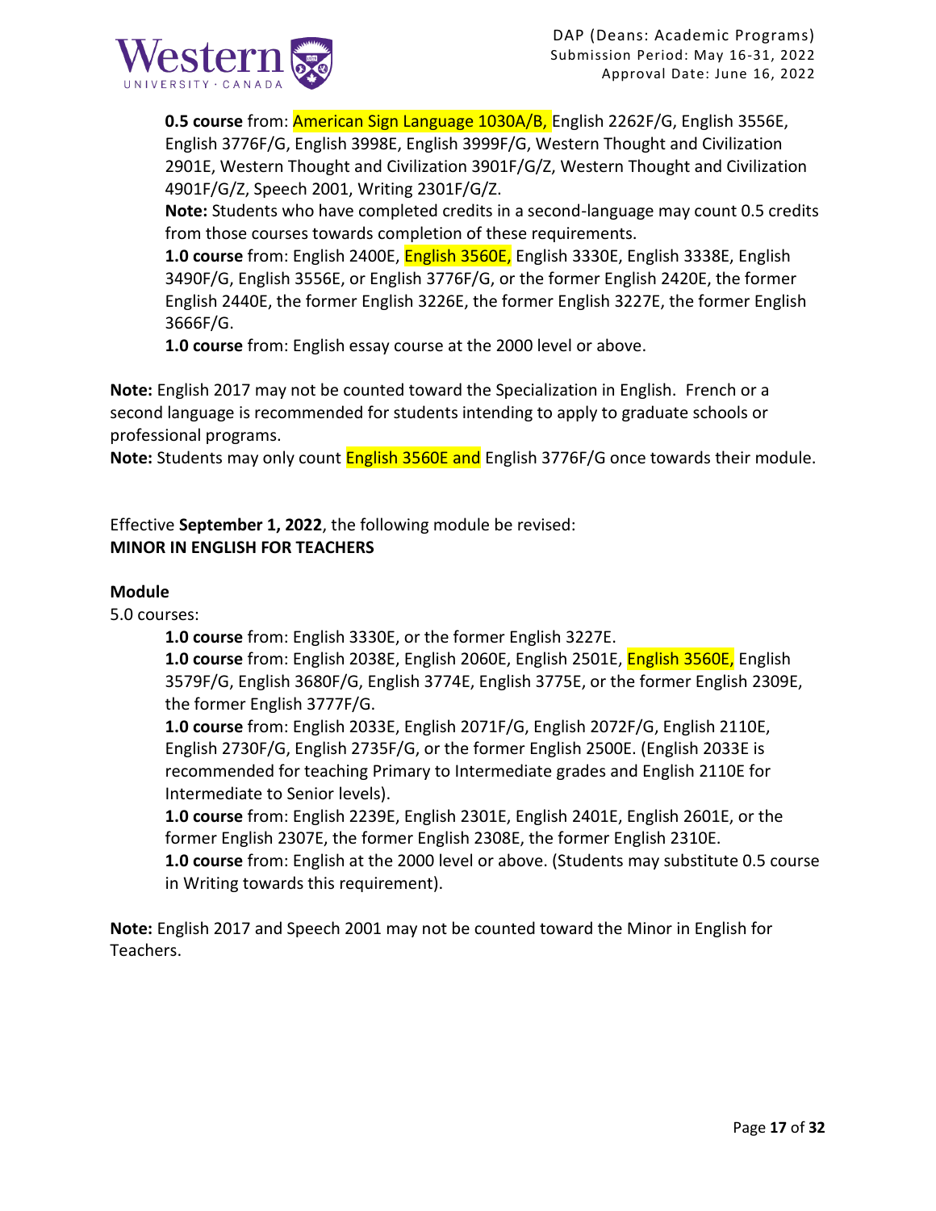**0.5 course** from: American Sign Language 1030A/B, English 2262F/G, English 3556E, English 3776F/G, English 3998E, English 3999F/G, Western Thought and Civilization 2901E, Western Thought and Civilization 3901F/G/Z, Western Thought and Civilization 4901F/G/Z, Speech 2001, Writing 2301F/G/Z.

**Note:** Students who have completed credits in a second-language may count 0.5 credits from those courses towards completion of these requirements.

**1.0 course** from: English 2400E, English 3560E, English 3330E, English 3338E, English 3490F/G, English 3556E, or English 3776F/G, or the former English 2420E, the former English 2440E, the former English 3226E, the former English 3227E, the former English 3666F/G.

**1.0 course** from: English essay course at the 2000 level or above.

**Note:** English 2017 may not be counted toward the Specialization in English. French or a second language is recommended for students intending to apply to graduate schools or professional programs.

**Note:** Students may only count English 3560E and English 3776F/G once towards their module.

Effective **September 1, 2022**, the following module be revised:

**MINOR IN ENGLISH FOR TEACHERS**

**Module**

5.0 courses:

**1.0 course** from: English 3330E, or the former English 3227E.

**1.0 course** from: English 2038E, English 2060E, English 2501E, English 3560E, English 3579F/G, English 3680F/G, English 3774E, English 3775E, or the former English 2309E, the former English 3777F/G.

**1.0 course** from: English 2033E, English 2071F/G, English 2072F/G, English 2110E, English 2730F/G, English 2735F/G, or the former English 2500E. (English 2033E is recommended for teaching Primary to Intermediate grades and English 2110E for Intermediate to Senior levels).

**1.0 course** from: English 2239E, English 2301E, English 2401E, English 2601E, or the former English 2307E, the former English 2308E, the former English 2310E.

**1.0 course** from: English at the 2000 level or above. (Students may substitute 0.5 course in Writing towards this requirement).

**Note:** English 2017 and Speech 2001 may not be counted toward the Minor in English for Teachers.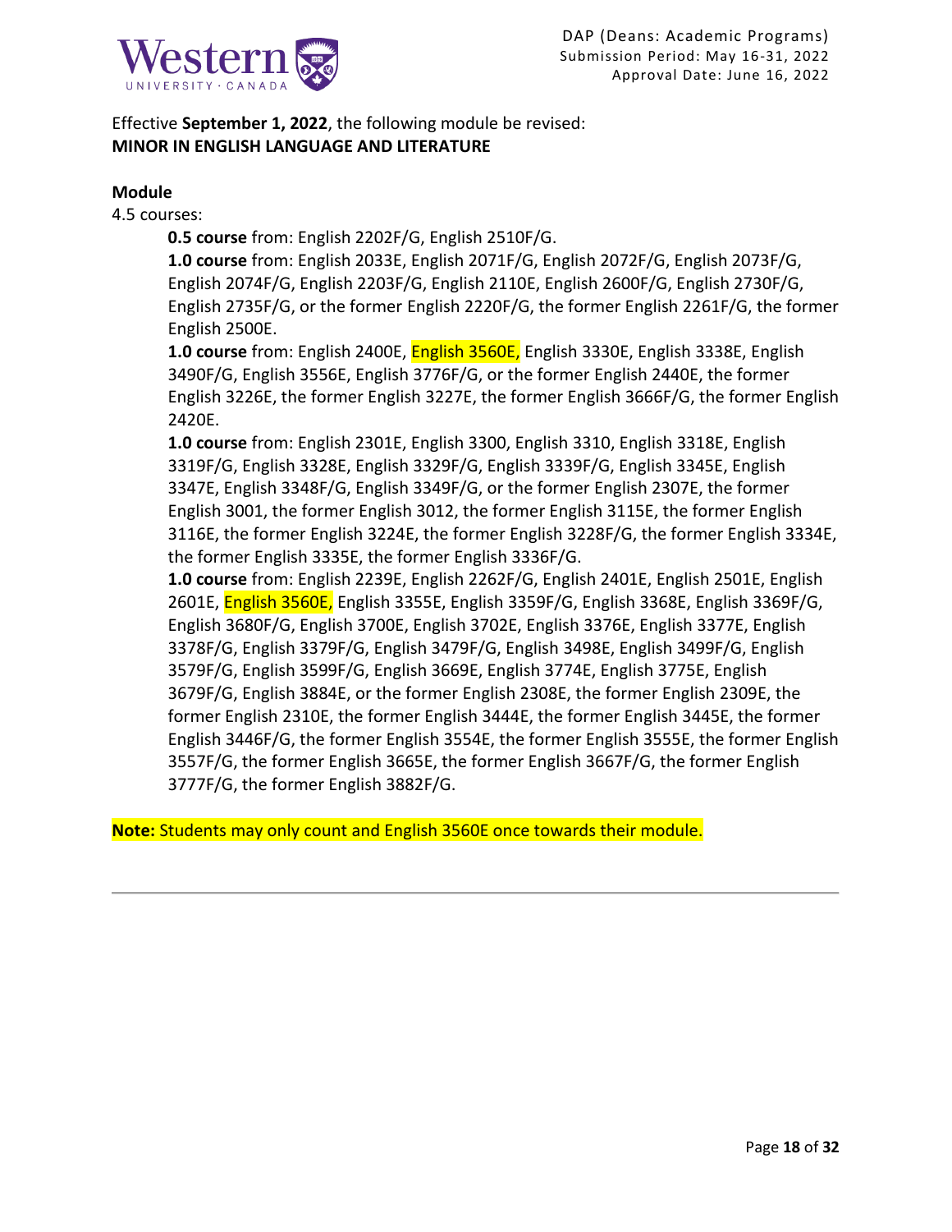Effective **September 1, 2022**, the following module be revised:
**MINOR IN ENGLISH LANGUAGE AND LITERATURE**

**Module**
4.5 courses:

**0.5 course** from: English 2202F/G, English 2510F/G.
**1.0 course** from: English 2033E, English 2071F/G, English 2072F/G, English 2073F/G, English 2074F/G, English 2203F/G, English 2110E, English 2600F/G, English 2730F/G, English 2735F/G, or the former English 2220F/G, the former English 2261F/G, the former English 2500E.
**1.0 course** from: English 2400E, English 3560E, English 3330E, English 3338E, English 3490F/G, English 3556E, English 3776F/G, or the former English 2440E, the former English 3226E, the former English 3227E, the former English 3666F/G, the former English 2420E.
**1.0 course** from: English 2301E, English 3300, English 3310, English 3318E, English 3319F/G, English 3328E, English 3329F/G, English 3339F/G, English 3345E, English 3347E, English 3348F/G, English 3349F/G, or the former English 2307E, the former English 3001, the former English 3012, the former English 3115E, the former English 3116E, the former English 3224E, the former English 3228F/G, the former English 3334E, the former English 3335E, the former English 3336F/G.
**1.0 course** from: English 2239E, English 2262F/G, English 2401E, English 2501E, English 2601E, English 3560E, English 3355E, English 3359F/G, English 3368E, English 3369F/G, English 3680F/G, English 3700E, English 3702E, English 3376E, English 3377E, English 3378F/G, English 3379F/G, English 3479F/G, English 3498E, English 3499F/G, English 3579F/G, English 3599F/G, English 3669E, English 3774E, English 3775E, English 3679F/G, English 3884E, or the former English 2308E, the former English 2309E, the former English 2310E, the former English 3444E, the former English 3445E, the former English 3446F/G, the former English 3554E, the former English 3555E, the former English 3557F/G, the former English 3665E, the former English 3667F/G, the former English 3777F/G, the former English 3882F/G.

**Note:** Students may only count and English 3560E once towards their module.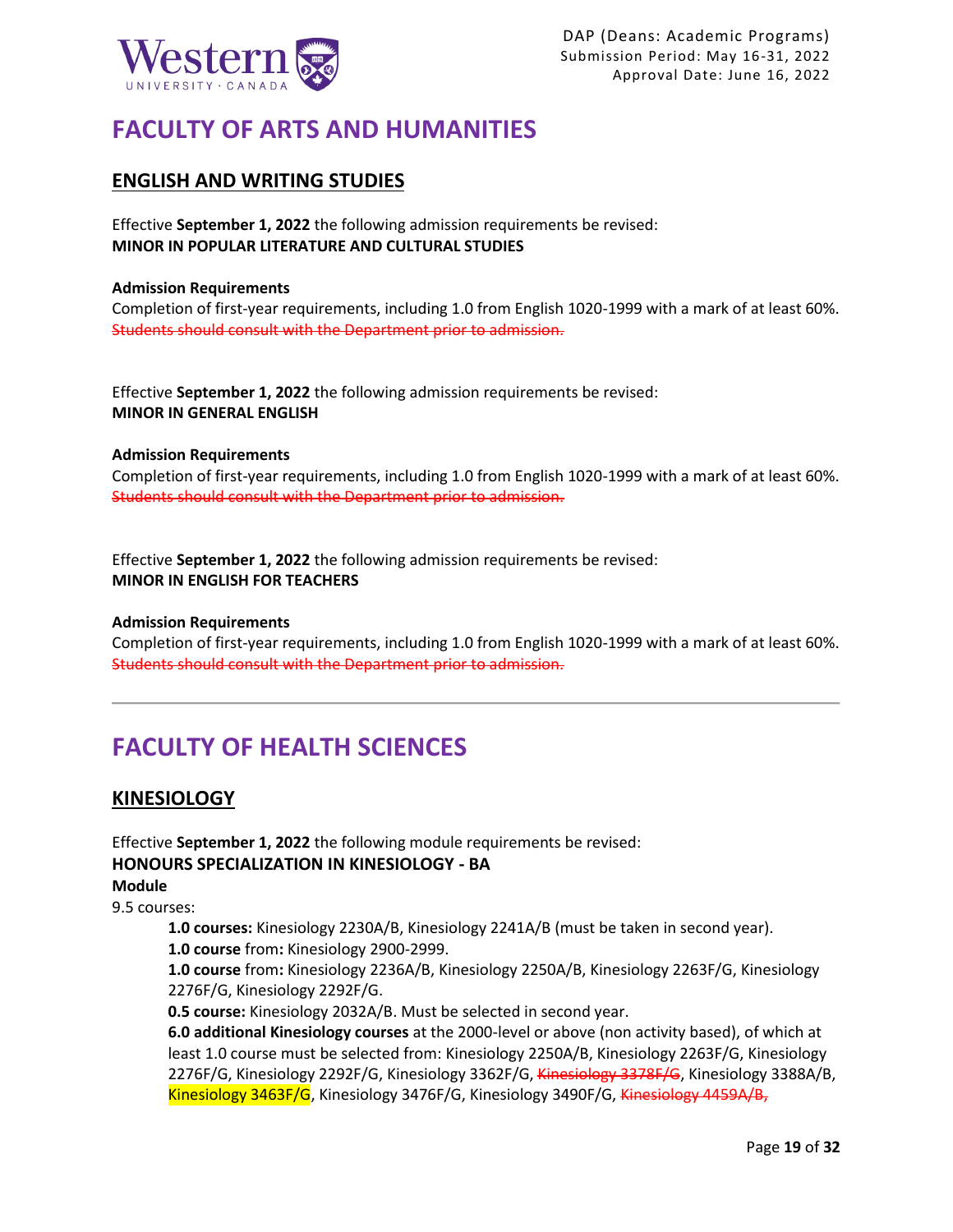# FACULTY OF ARTS AND HUMANITIES

## ENGLISH AND WRITING STUDIES

Effective **September 1, 2022** the following admission requirements be revised:
**MINOR IN POPULAR LITERATURE AND CULTURAL STUDIES**

**Admission Requirements**
Completion of first-year requirements, including 1.0 from English 1020-1999 with a mark of at least 60%. ~~Students should consult with the Department prior to admission.~~

Effective **September 1, 2022** the following admission requirements be revised:
**MINOR IN GENERAL ENGLISH**

**Admission Requirements**
Completion of first-year requirements, including 1.0 from English 1020-1999 with a mark of at least 60%. ~~Students should consult with the Department prior to admission.~~

Effective **September 1, 2022** the following admission requirements be revised:
**MINOR IN ENGLISH FOR TEACHERS**

**Admission Requirements**
Completion of first-year requirements, including 1.0 from English 1020-1999 with a mark of at least 60%. ~~Students should consult with the Department prior to admission.~~

---

# FACULTY OF HEALTH SCIENCES

## KINESIOLOGY

Effective **September 1, 2022** the following module requirements be revised:
**HONOURS SPECIALIZATION IN KINESIOLOGY - BA**
**Module**
9.5 courses:

**1.0 courses:** Kinesiology 2230A/B, Kinesiology 2241A/B (must be taken in second year).
**1.0 course** from**:** Kinesiology 2900-2999.
**1.0 course** from**:** Kinesiology 2236A/B, Kinesiology 2250A/B, Kinesiology 2263F/G, Kinesiology 2276F/G, Kinesiology 2292F/G.
**0.5 course:** Kinesiology 2032A/B. Must be selected in second year.
**6.0 additional Kinesiology courses** at the 2000-level or above (non activity based), of which at least 1.0 course must be selected from: Kinesiology 2250A/B, Kinesiology 2263F/G, Kinesiology 2276F/G, Kinesiology 2292F/G, Kinesiology 3362F/G, ~~Kinesiology 3378F/G~~, Kinesiology 3388A/B, Kinesiology 3463F/G, Kinesiology 3476F/G, Kinesiology 3490F/G, ~~Kinesiology 4459A/B,~~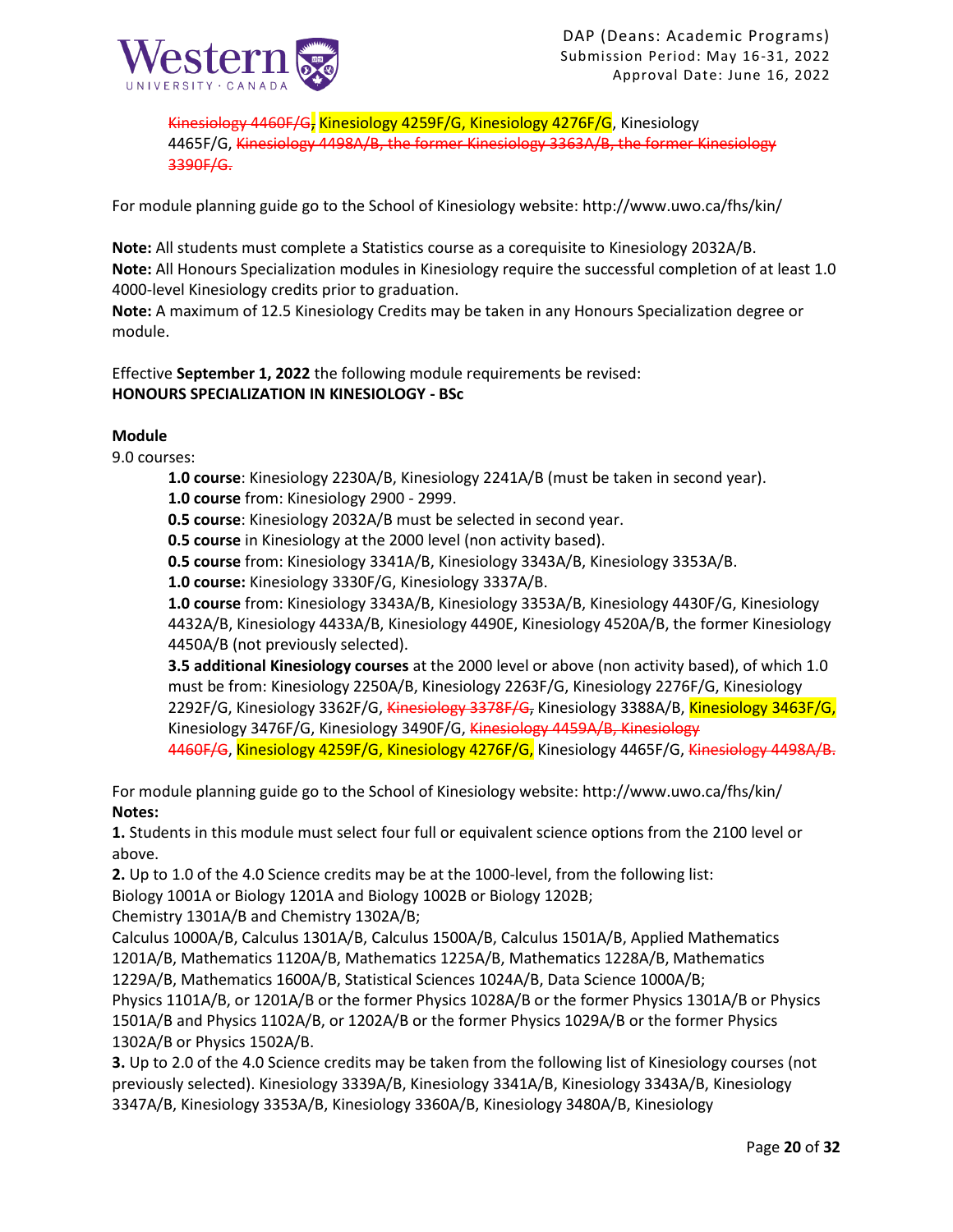~~Kinesiology 4460F/G,~~ Kinesiology 4259F/G, Kinesiology 4276F/G, Kinesiology 4465F/G, ~~Kinesiology 4498A/B, the former Kinesiology 3363A/B, the former Kinesiology 3390F/G.~~

For module planning guide go to the School of Kinesiology website: http://www.uwo.ca/fhs/kin/

**Note:** All students must complete a Statistics course as a corequisite to Kinesiology 2032A/B.
**Note:** All Honours Specialization modules in Kinesiology require the successful completion of at least 1.0 4000-level Kinesiology credits prior to graduation.
**Note:** A maximum of 12.5 Kinesiology Credits may be taken in any Honours Specialization degree or module.

Effective **September 1, 2022** the following module requirements be revised:
**HONOURS SPECIALIZATION IN KINESIOLOGY - BSc**

**Module**
9.0 courses:

**1.0 course**: Kinesiology 2230A/B, Kinesiology 2241A/B (must be taken in second year).
**1.0 course** from: Kinesiology 2900 - 2999.
**0.5 course**: Kinesiology 2032A/B must be selected in second year.
**0.5 course** in Kinesiology at the 2000 level (non activity based).
**0.5 course** from: Kinesiology 3341A/B, Kinesiology 3343A/B, Kinesiology 3353A/B.
**1.0 course:** Kinesiology 3330F/G, Kinesiology 3337A/B.
**1.0 course** from: Kinesiology 3343A/B, Kinesiology 3353A/B, Kinesiology 4430F/G, Kinesiology 4432A/B, Kinesiology 4433A/B, Kinesiology 4490E, Kinesiology 4520A/B, the former Kinesiology 4450A/B (not previously selected).
**3.5 additional Kinesiology courses** at the 2000 level or above (non activity based), of which 1.0 must be from: Kinesiology 2250A/B, Kinesiology 2263F/G, Kinesiology 2276F/G, Kinesiology 2292F/G, Kinesiology 3362F/G, ~~Kinesiology 3378F/G,~~ Kinesiology 3388A/B, Kinesiology 3463F/G, Kinesiology 3476F/G, Kinesiology 3490F/G, ~~Kinesiology 4459A/B, Kinesiology 4460F/G~~, Kinesiology 4259F/G, Kinesiology 4276F/G, Kinesiology 4465F/G, ~~Kinesiology 4498A/B.~~

For module planning guide go to the School of Kinesiology website: http://www.uwo.ca/fhs/kin/
**Notes:**
**1.** Students in this module must select four full or equivalent science options from the 2100 level or above.
**2.** Up to 1.0 of the 4.0 Science credits may be at the 1000-level, from the following list:
Biology 1001A or Biology 1201A and Biology 1002B or Biology 1202B;
Chemistry 1301A/B and Chemistry 1302A/B;
Calculus 1000A/B, Calculus 1301A/B, Calculus 1500A/B, Calculus 1501A/B, Applied Mathematics 1201A/B, Mathematics 1120A/B, Mathematics 1225A/B, Mathematics 1228A/B, Mathematics 1229A/B, Mathematics 1600A/B, Statistical Sciences 1024A/B, Data Science 1000A/B;
Physics 1101A/B, or 1201A/B or the former Physics 1028A/B or the former Physics 1301A/B or Physics 1501A/B and Physics 1102A/B, or 1202A/B or the former Physics 1029A/B or the former Physics 1302A/B or Physics 1502A/B.
**3.** Up to 2.0 of the 4.0 Science credits may be taken from the following list of Kinesiology courses (not previously selected). Kinesiology 3339A/B, Kinesiology 3341A/B, Kinesiology 3343A/B, Kinesiology 3347A/B, Kinesiology 3353A/B, Kinesiology 3360A/B, Kinesiology 3480A/B, Kinesiology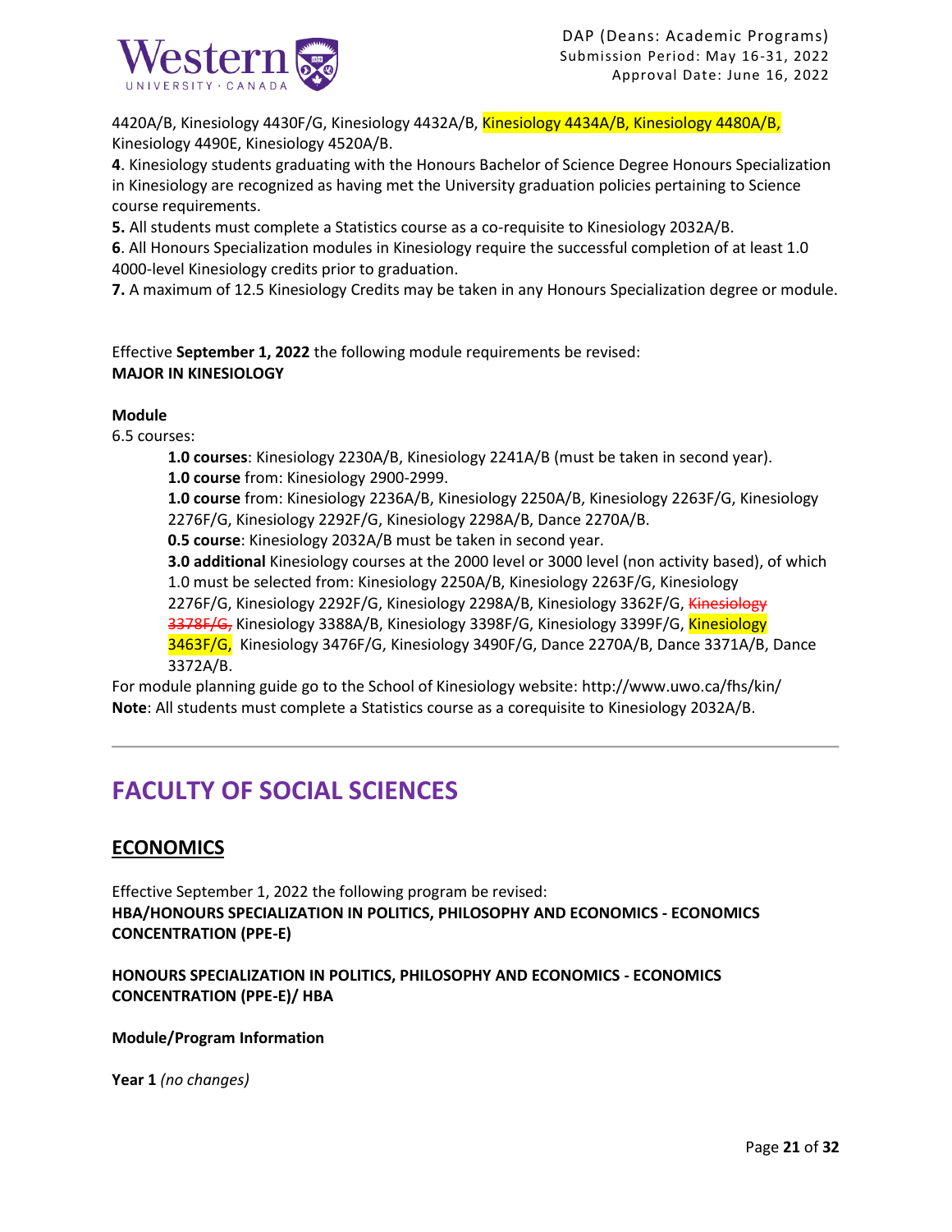4420A/B, Kinesiology 4430F/G, Kinesiology 4432A/B, Kinesiology 4434A/B, Kinesiology 4480A/B, Kinesiology 4490E, Kinesiology 4520A/B.

**4**. Kinesiology students graduating with the Honours Bachelor of Science Degree Honours Specialization in Kinesiology are recognized as having met the University graduation policies pertaining to Science course requirements.

**5.** All students must complete a Statistics course as a co-requisite to Kinesiology 2032A/B.

**6**. All Honours Specialization modules in Kinesiology require the successful completion of at least 1.0 4000-level Kinesiology credits prior to graduation.

**7.** A maximum of 12.5 Kinesiology Credits may be taken in any Honours Specialization degree or module.

Effective **September 1, 2022** the following module requirements be revised:
**MAJOR IN KINESIOLOGY**

**Module**
6.5 courses:

> **1.0 courses**: Kinesiology 2230A/B, Kinesiology 2241A/B (must be taken in second year).
> **1.0 course** from: Kinesiology 2900-2999.
> **1.0 course** from: Kinesiology 2236A/B, Kinesiology 2250A/B, Kinesiology 2263F/G, Kinesiology 2276F/G, Kinesiology 2292F/G, Kinesiology 2298A/B, Dance 2270A/B.
> **0.5 course**: Kinesiology 2032A/B must be taken in second year.
> **3.0 additional** Kinesiology courses at the 2000 level or 3000 level (non activity based), of which 1.0 must be selected from: Kinesiology 2250A/B, Kinesiology 2263F/G, Kinesiology 2276F/G, Kinesiology 2292F/G, Kinesiology 2298A/B, Kinesiology 3362F/G, ~~Kinesiology 3378F/G,~~ Kinesiology 3388A/B, Kinesiology 3398F/G, Kinesiology 3399F/G, Kinesiology 3463F/G, Kinesiology 3476F/G, Kinesiology 3490F/G, Dance 2270A/B, Dance 3371A/B, Dance 3372A/B.

For module planning guide go to the School of Kinesiology website: http://www.uwo.ca/fhs/kin/
**Note**: All students must complete a Statistics course as a corequisite to Kinesiology 2032A/B.

---

# FACULTY OF SOCIAL SCIENCES

## ECONOMICS

Effective September 1, 2022 the following program be revised:
**HBA/HONOURS SPECIALIZATION IN POLITICS, PHILOSOPHY AND ECONOMICS - ECONOMICS CONCENTRATION (PPE-E)**

**HONOURS SPECIALIZATION IN POLITICS, PHILOSOPHY AND ECONOMICS - ECONOMICS CONCENTRATION (PPE-E)/ HBA**

**Module/Program Information**

**Year 1** *(no changes)*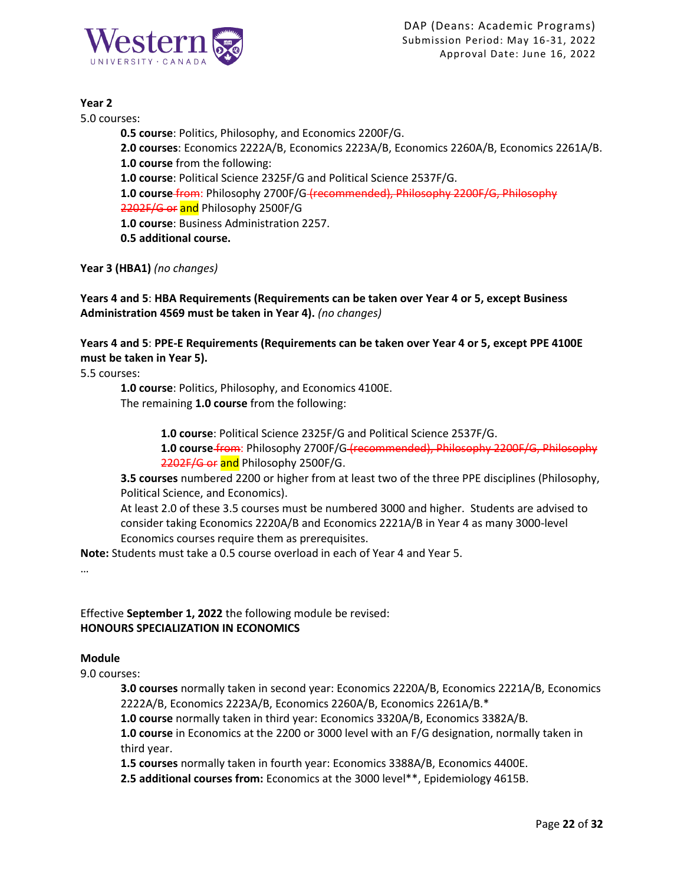**Year 2**

5.0 courses:

**0.5 course**: Politics, Philosophy, and Economics 2200F/G.

**2.0 courses**: Economics 2222A/B, Economics 2223A/B, Economics 2260A/B, Economics 2261A/B.

**1.0 course** from the following:

**1.0 course**: Political Science 2325F/G and Political Science 2537F/G.

**1.0 course** ~~from~~: Philosophy 2700F/G ~~(recommended), Philosophy 2200F/G, Philosophy 2202F/G or~~ and Philosophy 2500F/G

**1.0 course**: Business Administration 2257.

**0.5 additional course.**

**Year 3 (HBA1)** *(no changes)*

**Years 4 and 5**: **HBA Requirements (Requirements can be taken over Year 4 or 5, except Business Administration 4569 must be taken in Year 4).** *(no changes)*

**Years 4 and 5**: **PPE-E Requirements (Requirements can be taken over Year 4 or 5, except PPE 4100E must be taken in Year 5).**

5.5 courses:

**1.0 course**: Politics, Philosophy, and Economics 4100E.

The remaining **1.0 course** from the following:

**1.0 course**: Political Science 2325F/G and Political Science 2537F/G.

**1.0 course** ~~from~~: Philosophy 2700F/G ~~(recommended), Philosophy 2200F/G, Philosophy 2202F/G or~~ and Philosophy 2500F/G.

**3.5 courses** numbered 2200 or higher from at least two of the three PPE disciplines (Philosophy, Political Science, and Economics).

At least 2.0 of these 3.5 courses must be numbered 3000 and higher. Students are advised to consider taking Economics 2220A/B and Economics 2221A/B in Year 4 as many 3000-level Economics courses require them as prerequisites.

**Note:** Students must take a 0.5 course overload in each of Year 4 and Year 5.

…

Effective **September 1, 2022** the following module be revised:

**HONOURS SPECIALIZATION IN ECONOMICS**

**Module**

9.0 courses:

**3.0 courses** normally taken in second year: Economics 2220A/B, Economics 2221A/B, Economics 2222A/B, Economics 2223A/B, Economics 2260A/B, Economics 2261A/B.*

**1.0 course** normally taken in third year: Economics 3320A/B, Economics 3382A/B.

**1.0 course** in Economics at the 2200 or 3000 level with an F/G designation, normally taken in third year.

**1.5 courses** normally taken in fourth year: Economics 3388A/B, Economics 4400E.

**2.5 additional courses from:** Economics at the 3000 level**, Epidemiology 4615B.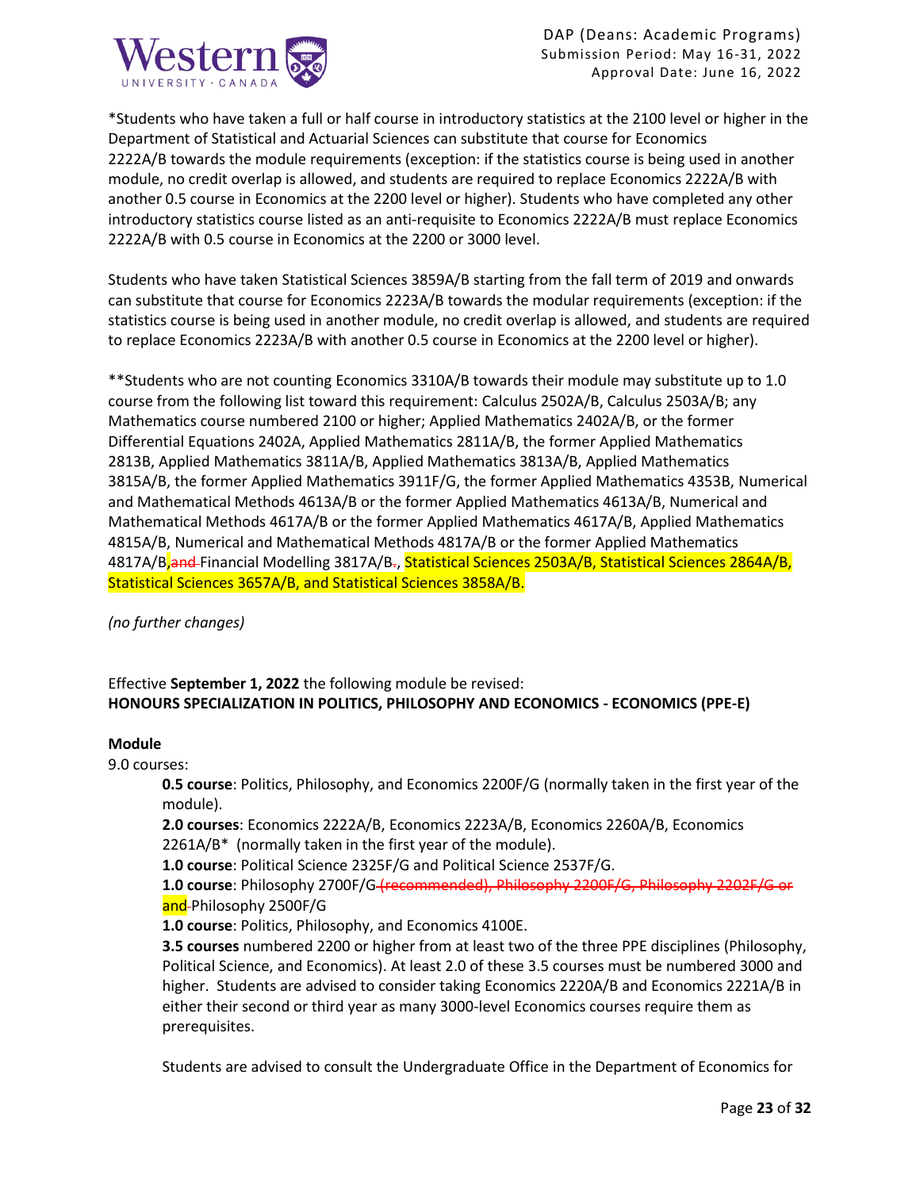*Students who have taken a full or half course in introductory statistics at the 2100 level or higher in the Department of Statistical and Actuarial Sciences can substitute that course for Economics 2222A/B towards the module requirements (exception: if the statistics course is being used in another module, no credit overlap is allowed, and students are required to replace Economics 2222A/B with another 0.5 course in Economics at the 2200 level or higher). Students who have completed any other introductory statistics course listed as an anti-requisite to Economics 2222A/B must replace Economics 2222A/B with 0.5 course in Economics at the 2200 or 3000 level.

Students who have taken Statistical Sciences 3859A/B starting from the fall term of 2019 and onwards can substitute that course for Economics 2223A/B towards the modular requirements (exception: if the statistics course is being used in another module, no credit overlap is allowed, and students are required to replace Economics 2223A/B with another 0.5 course in Economics at the 2200 level or higher).

**Students who are not counting Economics 3310A/B towards their module may substitute up to 1.0 course from the following list toward this requirement: Calculus 2502A/B, Calculus 2503A/B; any Mathematics course numbered 2100 or higher; Applied Mathematics 2402A/B, or the former Differential Equations 2402A, Applied Mathematics 2811A/B, the former Applied Mathematics 2813B, Applied Mathematics 3811A/B, Applied Mathematics 3813A/B, Applied Mathematics 3815A/B, the former Applied Mathematics 3911F/G, the former Applied Mathematics 4353B, Numerical and Mathematical Methods 4613A/B or the former Applied Mathematics 4613A/B, Numerical and Mathematical Methods 4617A/B or the former Applied Mathematics 4617A/B, Applied Mathematics 4815A/B, Numerical and Mathematical Methods 4817A/B or the former Applied Mathematics 4817A/B, ~~and~~ Financial Modelling 3817A/B~~.~~, Statistical Sciences 2503A/B, Statistical Sciences 2864A/B, Statistical Sciences 3657A/B, and Statistical Sciences 3858A/B.

*(no further changes)*

Effective **September 1, 2022** the following module be revised:
**HONOURS SPECIALIZATION IN POLITICS, PHILOSOPHY AND ECONOMICS - ECONOMICS (PPE-E)**

**Module**
9.0 courses:

**0.5 course**: Politics, Philosophy, and Economics 2200F/G (normally taken in the first year of the module).
**2.0 courses**: Economics 2222A/B, Economics 2223A/B, Economics 2260A/B, Economics 2261A/B* (normally taken in the first year of the module).
**1.0 course**: Political Science 2325F/G and Political Science 2537F/G.
**1.0 course**: Philosophy 2700F/G ~~(recommended), Philosophy 2200F/G, Philosophy 2202F/G or~~ and Philosophy 2500F/G
**1.0 course**: Politics, Philosophy, and Economics 4100E.
**3.5 courses** numbered 2200 or higher from at least two of the three PPE disciplines (Philosophy, Political Science, and Economics). At least 2.0 of these 3.5 courses must be numbered 3000 and higher. Students are advised to consider taking Economics 2220A/B and Economics 2221A/B in either their second or third year as many 3000-level Economics courses require them as prerequisites.

Students are advised to consult the Undergraduate Office in the Department of Economics for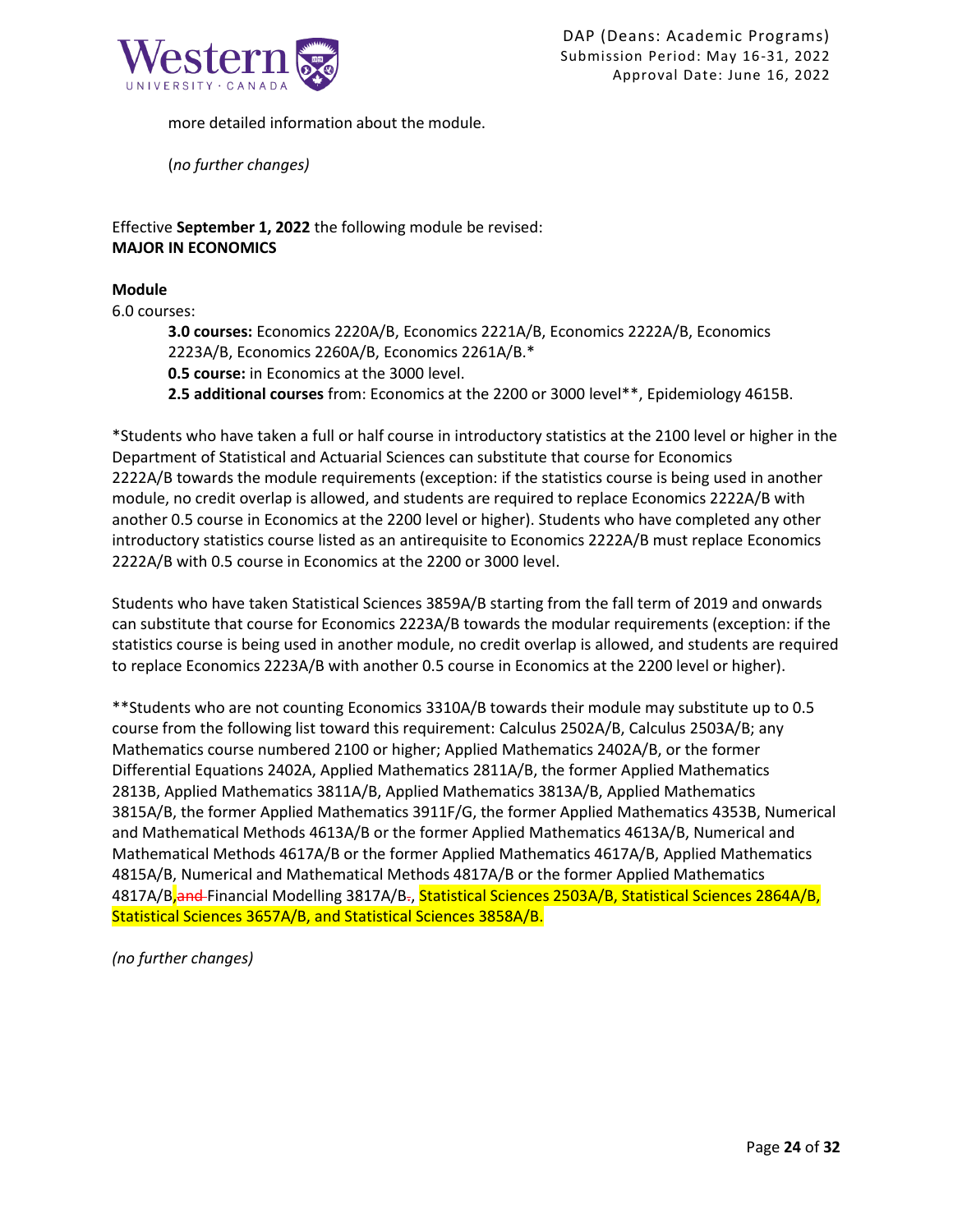more detailed information about the module.

(*no further changes*)

Effective **September 1, 2022** the following module be revised:
**MAJOR IN ECONOMICS**

**Module**
6.0 courses:

**3.0 courses:** Economics 2220A/B, Economics 2221A/B, Economics 2222A/B, Economics 2223A/B, Economics 2260A/B, Economics 2261A/B.*
**0.5 course:** in Economics at the 3000 level.
**2.5 additional courses** from: Economics at the 2200 or 3000 level**, Epidemiology 4615B.

*Students who have taken a full or half course in introductory statistics at the 2100 level or higher in the Department of Statistical and Actuarial Sciences can substitute that course for Economics 2222A/B towards the module requirements (exception: if the statistics course is being used in another module, no credit overlap is allowed, and students are required to replace Economics 2222A/B with another 0.5 course in Economics at the 2200 level or higher). Students who have completed any other introductory statistics course listed as an antirequisite to Economics 2222A/B must replace Economics 2222A/B with 0.5 course in Economics at the 2200 or 3000 level.

Students who have taken Statistical Sciences 3859A/B starting from the fall term of 2019 and onwards can substitute that course for Economics 2223A/B towards the modular requirements (exception: if the statistics course is being used in another module, no credit overlap is allowed, and students are required to replace Economics 2223A/B with another 0.5 course in Economics at the 2200 level or higher).

**Students who are not counting Economics 3310A/B towards their module may substitute up to 0.5 course from the following list toward this requirement: Calculus 2502A/B, Calculus 2503A/B; any Mathematics course numbered 2100 or higher; Applied Mathematics 2402A/B, or the former Differential Equations 2402A, Applied Mathematics 2811A/B, the former Applied Mathematics 2813B, Applied Mathematics 3811A/B, Applied Mathematics 3813A/B, Applied Mathematics 3815A/B, the former Applied Mathematics 3911F/G, the former Applied Mathematics 4353B, Numerical and Mathematical Methods 4613A/B or the former Applied Mathematics 4613A/B, Numerical and Mathematical Methods 4617A/B or the former Applied Mathematics 4617A/B, Applied Mathematics 4815A/B, Numerical and Mathematical Methods 4817A/B or the former Applied Mathematics 4817A/B, ~~and~~ Financial Modelling 3817A/B~~.~~, Statistical Sciences 2503A/B, Statistical Sciences 2864A/B, Statistical Sciences 3657A/B, and Statistical Sciences 3858A/B.

*(no further changes)*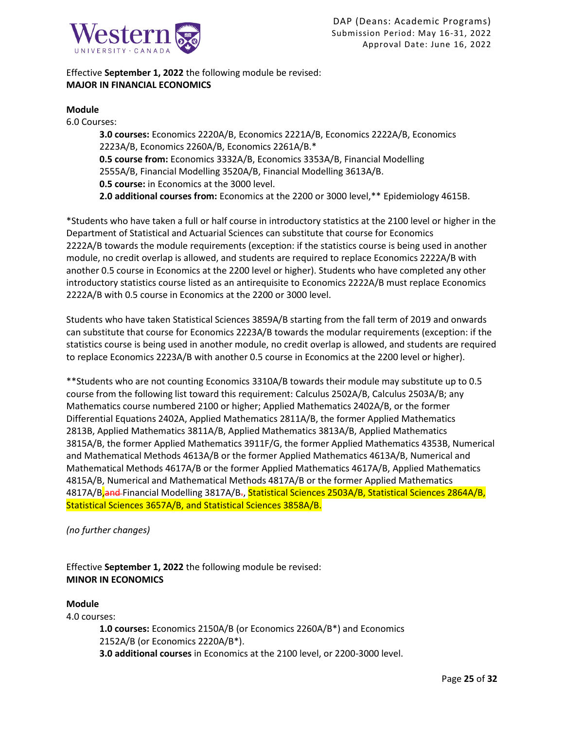Effective **September 1, 2022** the following module be revised:
**MAJOR IN FINANCIAL ECONOMICS**

**Module**
6.0 Courses:

> **3.0 courses:** Economics 2220A/B, Economics 2221A/B, Economics 2222A/B, Economics 2223A/B, Economics 2260A/B, Economics 2261A/B.*
> **0.5 course from:** Economics 3332A/B, Economics 3353A/B, Financial Modelling 2555A/B, Financial Modelling 3520A/B, Financial Modelling 3613A/B.
> **0.5 course:** in Economics at the 3000 level.
> **2.0 additional courses from:** Economics at the 2200 or 3000 level,** Epidemiology 4615B.

*Students who have taken a full or half course in introductory statistics at the 2100 level or higher in the Department of Statistical and Actuarial Sciences can substitute that course for Economics 2222A/B towards the module requirements (exception: if the statistics course is being used in another module, no credit overlap is allowed, and students are required to replace Economics 2222A/B with another 0.5 course in Economics at the 2200 level or higher). Students who have completed any other introductory statistics course listed as an antirequisite to Economics 2222A/B must replace Economics 2222A/B with 0.5 course in Economics at the 2200 or 3000 level.

Students who have taken Statistical Sciences 3859A/B starting from the fall term of 2019 and onwards can substitute that course for Economics 2223A/B towards the modular requirements (exception: if the statistics course is being used in another module, no credit overlap is allowed, and students are required to replace Economics 2223A/B with another 0.5 course in Economics at the 2200 level or higher).

**Students who are not counting Economics 3310A/B towards their module may substitute up to 0.5 course from the following list toward this requirement: Calculus 2502A/B, Calculus 2503A/B; any Mathematics course numbered 2100 or higher; Applied Mathematics 2402A/B, or the former Differential Equations 2402A, Applied Mathematics 2811A/B, the former Applied Mathematics 2813B, Applied Mathematics 3811A/B, Applied Mathematics 3813A/B, Applied Mathematics 3815A/B, the former Applied Mathematics 3911F/G, the former Applied Mathematics 4353B, Numerical and Mathematical Methods 4613A/B or the former Applied Mathematics 4613A/B, Numerical and Mathematical Methods 4617A/B or the former Applied Mathematics 4617A/B, Applied Mathematics 4815A/B, Numerical and Mathematical Methods 4817A/B or the former Applied Mathematics 4817A/B, ~~and~~ Financial Modelling 3817A/B~~.~~, Statistical Sciences 2503A/B, Statistical Sciences 2864A/B, Statistical Sciences 3657A/B, and Statistical Sciences 3858A/B.

*(no further changes)*

Effective **September 1, 2022** the following module be revised:
**MINOR IN ECONOMICS**

**Module**
4.0 courses:

> **1.0 courses:** Economics 2150A/B (or Economics 2260A/B*) and Economics 2152A/B (or Economics 2220A/B*).
> **3.0 additional courses** in Economics at the 2100 level, or 2200-3000 level.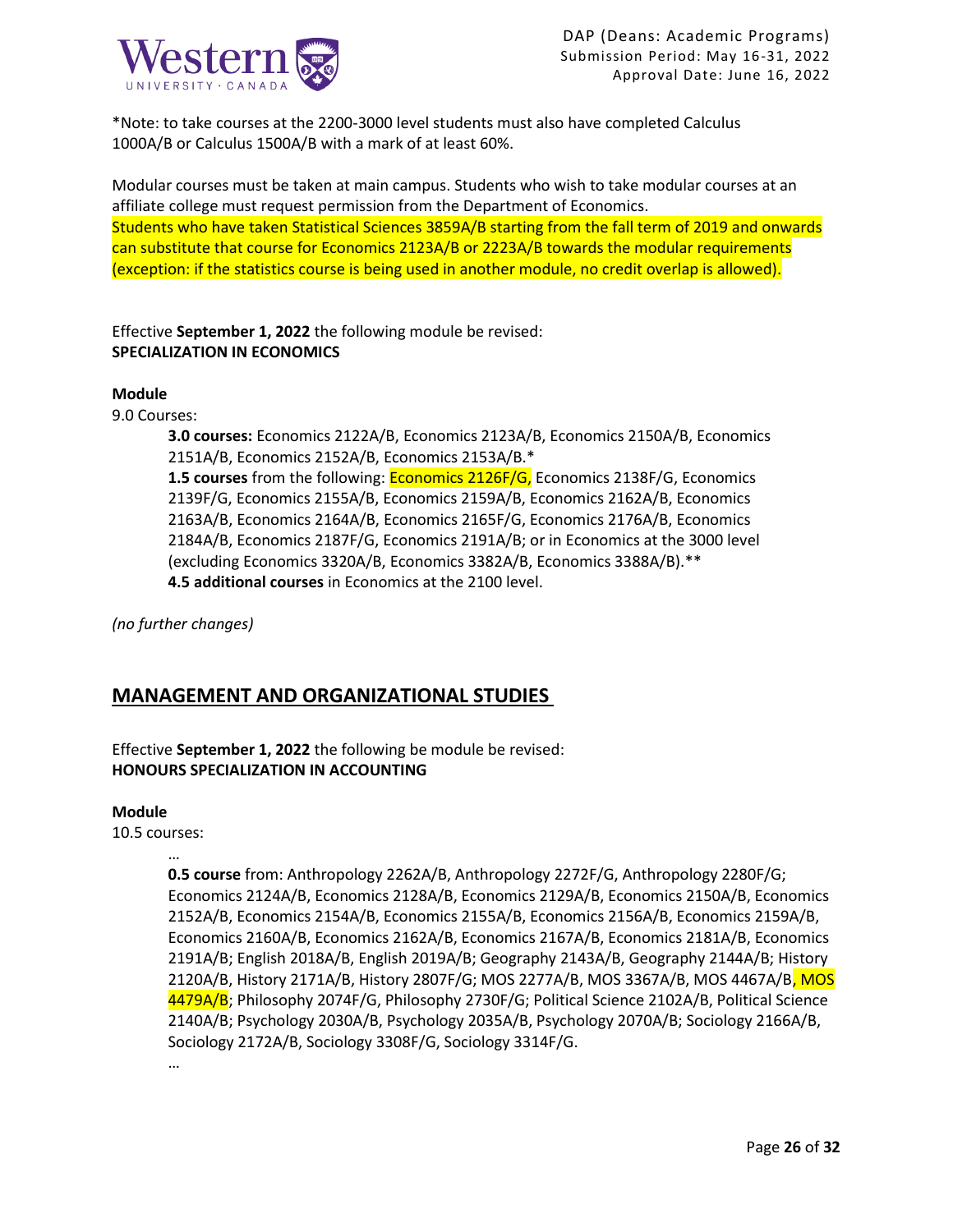*Note: to take courses at the 2200-3000 level students must also have completed Calculus 1000A/B or Calculus 1500A/B with a mark of at least 60%.

Modular courses must be taken at main campus. Students who wish to take modular courses at an affiliate college must request permission from the Department of Economics.
Students who have taken Statistical Sciences 3859A/B starting from the fall term of 2019 and onwards can substitute that course for Economics 2123A/B or 2223A/B towards the modular requirements (exception: if the statistics course is being used in another module, no credit overlap is allowed).

Effective **September 1, 2022** the following module be revised:
**SPECIALIZATION IN ECONOMICS**

**Module**
9.0 Courses:

> **3.0 courses:** Economics 2122A/B, Economics 2123A/B, Economics 2150A/B, Economics 2151A/B, Economics 2152A/B, Economics 2153A/B.*
> **1.5 courses** from the following: Economics 2126F/G, Economics 2138F/G, Economics 2139F/G, Economics 2155A/B, Economics 2159A/B, Economics 2162A/B, Economics 2163A/B, Economics 2164A/B, Economics 2165F/G, Economics 2176A/B, Economics 2184A/B, Economics 2187F/G, Economics 2191A/B; or in Economics at the 3000 level (excluding Economics 3320A/B, Economics 3382A/B, Economics 3388A/B).**
> **4.5 additional courses** in Economics at the 2100 level.

*(no further changes)*

## MANAGEMENT AND ORGANIZATIONAL STUDIES

Effective **September 1, 2022** the following be module be revised:
**HONOURS SPECIALIZATION IN ACCOUNTING**

**Module**
10.5 courses:

> …
> **0.5 course** from: Anthropology 2262A/B, Anthropology 2272F/G, Anthropology 2280F/G; Economics 2124A/B, Economics 2128A/B, Economics 2129A/B, Economics 2150A/B, Economics 2152A/B, Economics 2154A/B, Economics 2155A/B, Economics 2156A/B, Economics 2159A/B, Economics 2160A/B, Economics 2162A/B, Economics 2167A/B, Economics 2181A/B, Economics 2191A/B; English 2018A/B, English 2019A/B; Geography 2143A/B, Geography 2144A/B; History 2120A/B, History 2171A/B, History 2807F/G; MOS 2277A/B, MOS 3367A/B, MOS 4467A/B, MOS 4479A/B; Philosophy 2074F/G, Philosophy 2730F/G; Political Science 2102A/B, Political Science 2140A/B; Psychology 2030A/B, Psychology 2035A/B, Psychology 2070A/B; Sociology 2166A/B, Sociology 2172A/B, Sociology 3308F/G, Sociology 3314F/G.
> …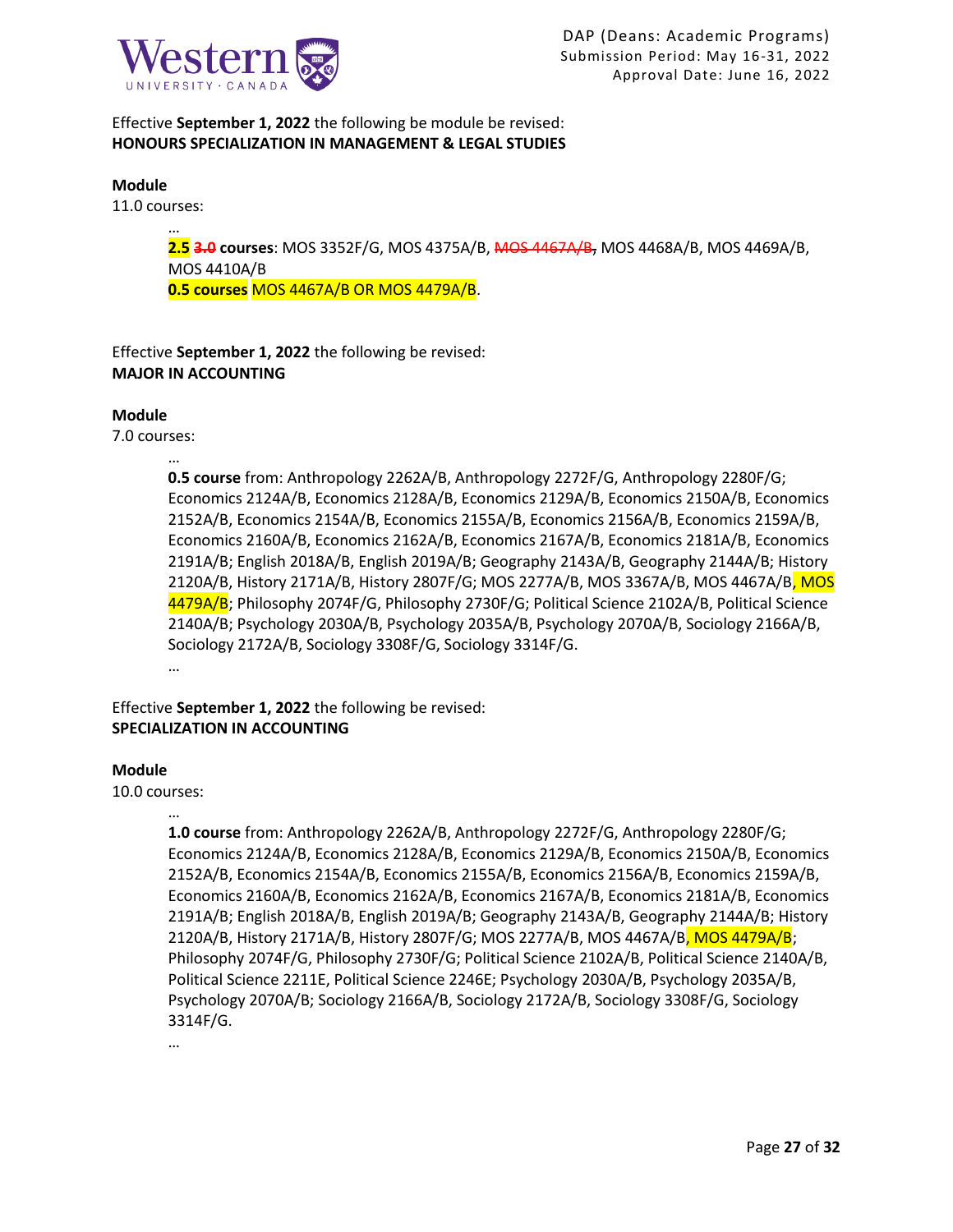Effective **September 1, 2022** the following be module be revised:
**HONOURS SPECIALIZATION IN MANAGEMENT & LEGAL STUDIES**

**Module**
11.0 courses:

…

**2.5** ~~**3.0**~~ **courses**: MOS 3352F/G, MOS 4375A/B, ~~MOS 4467A/B,~~ MOS 4468A/B, MOS 4469A/B, MOS 4410A/B
**0.5 courses** MOS 4467A/B OR MOS 4479A/B.

Effective **September 1, 2022** the following be revised:
**MAJOR IN ACCOUNTING**

**Module**
7.0 courses:

…

**0.5 course** from: Anthropology 2262A/B, Anthropology 2272F/G, Anthropology 2280F/G; Economics 2124A/B, Economics 2128A/B, Economics 2129A/B, Economics 2150A/B, Economics 2152A/B, Economics 2154A/B, Economics 2155A/B, Economics 2156A/B, Economics 2159A/B, Economics 2160A/B, Economics 2162A/B, Economics 2167A/B, Economics 2181A/B, Economics 2191A/B; English 2018A/B, English 2019A/B; Geography 2143A/B, Geography 2144A/B; History 2120A/B, History 2171A/B, History 2807F/G; MOS 2277A/B, MOS 3367A/B, MOS 4467A/B, MOS 4479A/B; Philosophy 2074F/G, Philosophy 2730F/G; Political Science 2102A/B, Political Science 2140A/B; Psychology 2030A/B, Psychology 2035A/B, Psychology 2070A/B, Sociology 2166A/B, Sociology 2172A/B, Sociology 3308F/G, Sociology 3314F/G.

…

Effective **September 1, 2022** the following be revised:
**SPECIALIZATION IN ACCOUNTING**

**Module**
10.0 courses:

…

**1.0 course** from: Anthropology 2262A/B, Anthropology 2272F/G, Anthropology 2280F/G; Economics 2124A/B, Economics 2128A/B, Economics 2129A/B, Economics 2150A/B, Economics 2152A/B, Economics 2154A/B, Economics 2155A/B, Economics 2156A/B, Economics 2159A/B, Economics 2160A/B, Economics 2162A/B, Economics 2167A/B, Economics 2181A/B, Economics 2191A/B; English 2018A/B, English 2019A/B; Geography 2143A/B, Geography 2144A/B; History 2120A/B, History 2171A/B, History 2807F/G; MOS 2277A/B, MOS 4467A/B, MOS 4479A/B; Philosophy 2074F/G, Philosophy 2730F/G; Political Science 2102A/B, Political Science 2140A/B, Political Science 2211E, Political Science 2246E; Psychology 2030A/B, Psychology 2035A/B, Psychology 2070A/B; Sociology 2166A/B, Sociology 2172A/B, Sociology 3308F/G, Sociology 3314F/G.

…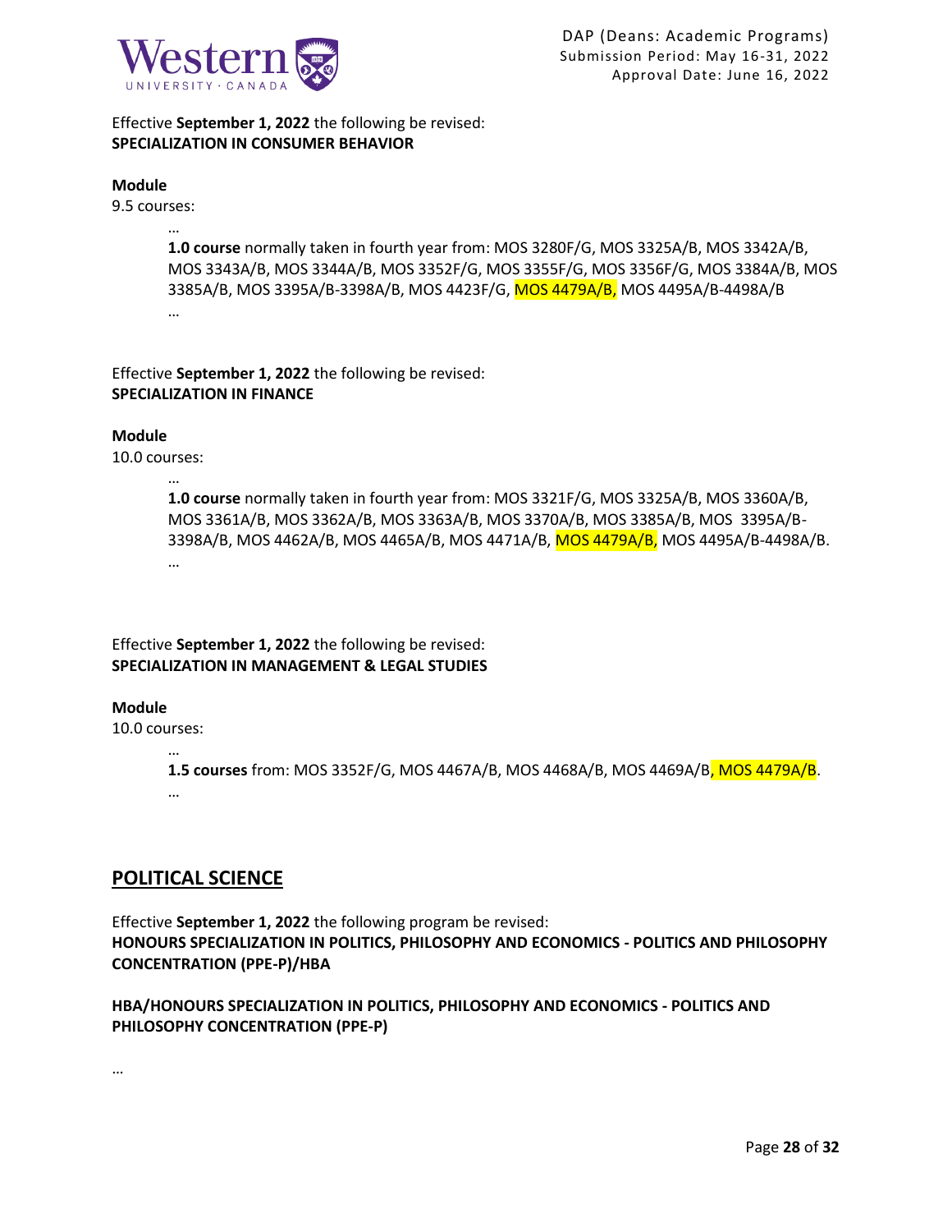Effective **September 1, 2022** the following be revised:
**SPECIALIZATION IN CONSUMER BEHAVIOR**

**Module**
9.5 courses:

…
**1.0 course** normally taken in fourth year from: MOS 3280F/G, MOS 3325A/B, MOS 3342A/B, MOS 3343A/B, MOS 3344A/B, MOS 3352F/G, MOS 3355F/G, MOS 3356F/G, MOS 3384A/B, MOS 3385A/B, MOS 3395A/B-3398A/B, MOS 4423F/G, MOS 4479A/B, MOS 4495A/B-4498A/B
…

Effective **September 1, 2022** the following be revised:
**SPECIALIZATION IN FINANCE**

**Module**
10.0 courses:

…
**1.0 course** normally taken in fourth year from: MOS 3321F/G, MOS 3325A/B, MOS 3360A/B, MOS 3361A/B, MOS 3362A/B, MOS 3363A/B, MOS 3370A/B, MOS 3385A/B, MOS 3395A/B-3398A/B, MOS 4462A/B, MOS 4465A/B, MOS 4471A/B, MOS 4479A/B, MOS 4495A/B-4498A/B.
…

Effective **September 1, 2022** the following be revised:
**SPECIALIZATION IN MANAGEMENT & LEGAL STUDIES**

**Module**
10.0 courses:

…
**1.5 courses** from: MOS 3352F/G, MOS 4467A/B, MOS 4468A/B, MOS 4469A/B, MOS 4479A/B.
…

## POLITICAL SCIENCE

Effective **September 1, 2022** the following program be revised:
**HONOURS SPECIALIZATION IN POLITICS, PHILOSOPHY AND ECONOMICS - POLITICS AND PHILOSOPHY CONCENTRATION (PPE-P)/HBA**

**HBA/HONOURS SPECIALIZATION IN POLITICS, PHILOSOPHY AND ECONOMICS - POLITICS AND PHILOSOPHY CONCENTRATION (PPE-P)**

…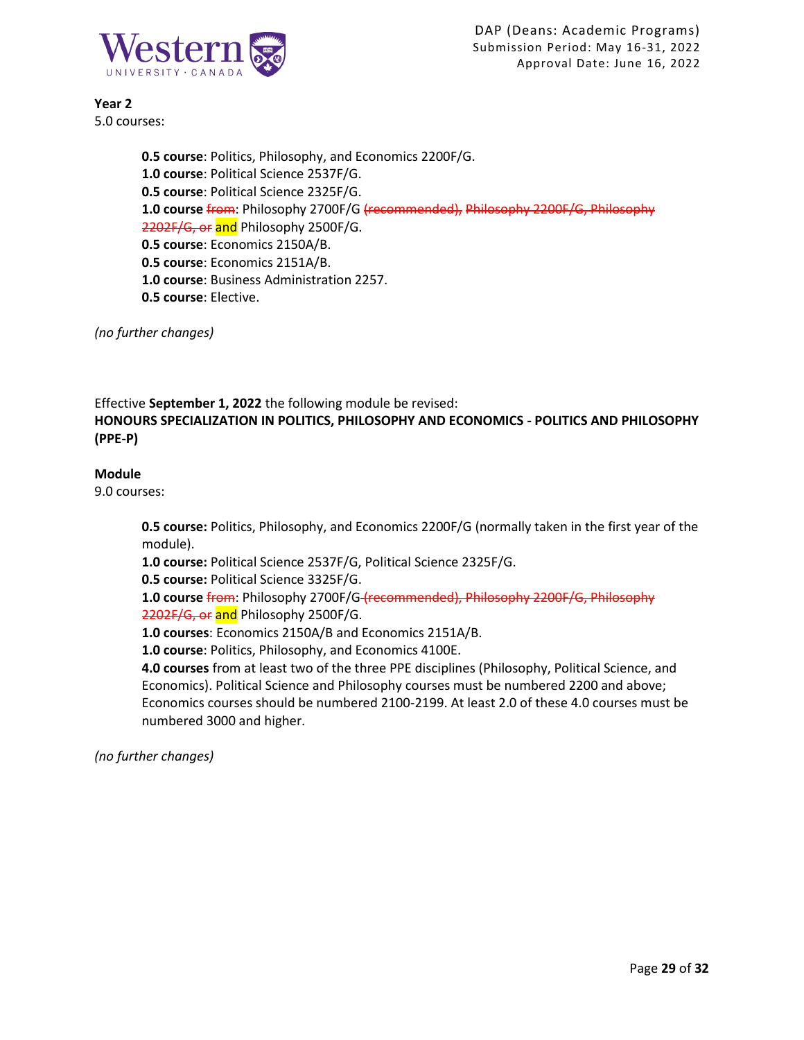**Year 2**
5.0 courses:

**0.5 course**: Politics, Philosophy, and Economics 2200F/G.
**1.0 course**: Political Science 2537F/G.
**0.5 course**: Political Science 2325F/G.
**1.0 course** ~~from~~: Philosophy 2700F/G ~~(recommended), Philosophy 2200F/G, Philosophy 2202F/G, or~~ and Philosophy 2500F/G.
**0.5 course**: Economics 2150A/B.
**0.5 course**: Economics 2151A/B.
**1.0 course**: Business Administration 2257.
**0.5 course**: Elective.

*(no further changes)*

Effective **September 1, 2022** the following module be revised:
**HONOURS SPECIALIZATION IN POLITICS, PHILOSOPHY AND ECONOMICS - POLITICS AND PHILOSOPHY (PPE-P)**

**Module**
9.0 courses:

**0.5 course:** Politics, Philosophy, and Economics 2200F/G (normally taken in the first year of the module).
**1.0 course:** Political Science 2537F/G, Political Science 2325F/G.
**0.5 course:** Political Science 3325F/G.
**1.0 course** ~~from~~: Philosophy 2700F/G ~~(recommended), Philosophy 2200F/G, Philosophy 2202F/G, or~~ and Philosophy 2500F/G.
**1.0 courses**: Economics 2150A/B and Economics 2151A/B.
**1.0 course**: Politics, Philosophy, and Economics 4100E.
**4.0 courses** from at least two of the three PPE disciplines (Philosophy, Political Science, and Economics). Political Science and Philosophy courses must be numbered 2200 and above; Economics courses should be numbered 2100-2199. At least 2.0 of these 4.0 courses must be numbered 3000 and higher.

*(no further changes)*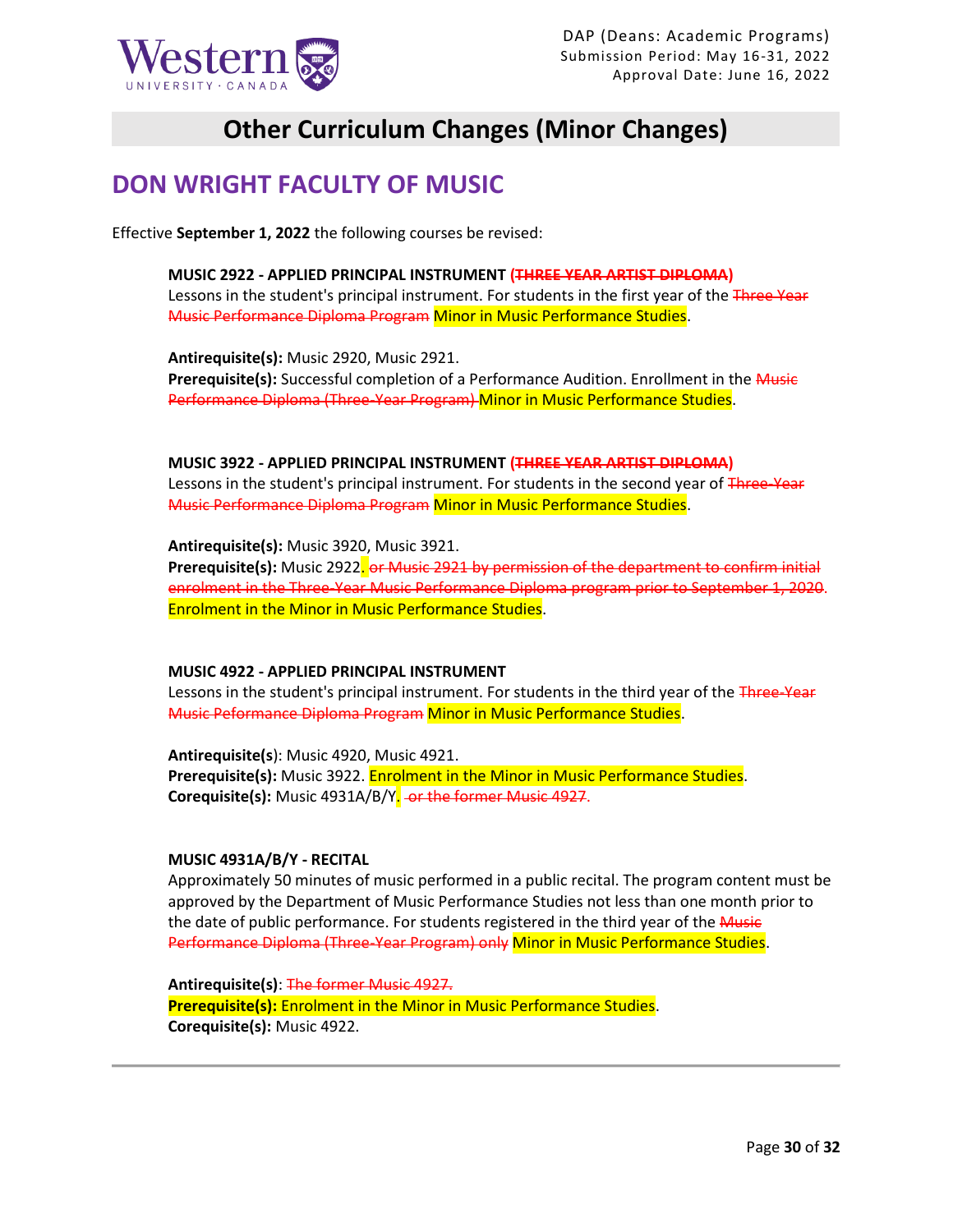# Other Curriculum Changes (Minor Changes)

## DON WRIGHT FACULTY OF MUSIC

Effective **September 1, 2022** the following courses be revised:

**MUSIC 2922 - APPLIED PRINCIPAL INSTRUMENT ~~(THREE YEAR ARTIST DIPLOMA)~~**
Lessons in the student's principal instrument. For students in the first year of the ~~Three Year Music Performance Diploma Program~~ Minor in Music Performance Studies.

**Antirequisite(s):** Music 2920, Music 2921.
**Prerequisite(s):** Successful completion of a Performance Audition. Enrollment in the ~~Music Performance Diploma (Three-Year Program)~~ Minor in Music Performance Studies.

**MUSIC 3922 - APPLIED PRINCIPAL INSTRUMENT ~~(THREE YEAR ARTIST DIPLOMA)~~**
Lessons in the student's principal instrument. For students in the second year of ~~Three-Year Music Performance Diploma Program~~ Minor in Music Performance Studies.

**Antirequisite(s):** Music 3920, Music 3921.
**Prerequisite(s):** Music 2922. ~~or Music 2921 by permission of the department to confirm initial enrolment in the Three-Year Music Performance Diploma program prior to September 1, 2020~~. Enrolment in the Minor in Music Performance Studies.

**MUSIC 4922 - APPLIED PRINCIPAL INSTRUMENT**
Lessons in the student's principal instrument. For students in the third year of the ~~Three-Year Music Peformance Diploma Program~~ Minor in Music Performance Studies.

**Antirequisite(s):** Music 4920, Music 4921.
**Prerequisite(s):** Music 3922. Enrolment in the Minor in Music Performance Studies.
**Corequisite(s):** Music 4931A/B/Y. ~~or the former Music 4927.~~

**MUSIC 4931A/B/Y - RECITAL**
Approximately 50 minutes of music performed in a public recital. The program content must be approved by the Department of Music Performance Studies not less than one month prior to the date of public performance. For students registered in the third year of the ~~Music Performance Diploma (Three-Year Program) only~~ Minor in Music Performance Studies.

**Antirequisite(s):** ~~The former Music 4927.~~
**Prerequisite(s):** Enrolment in the Minor in Music Performance Studies.
**Corequisite(s):** Music 4922.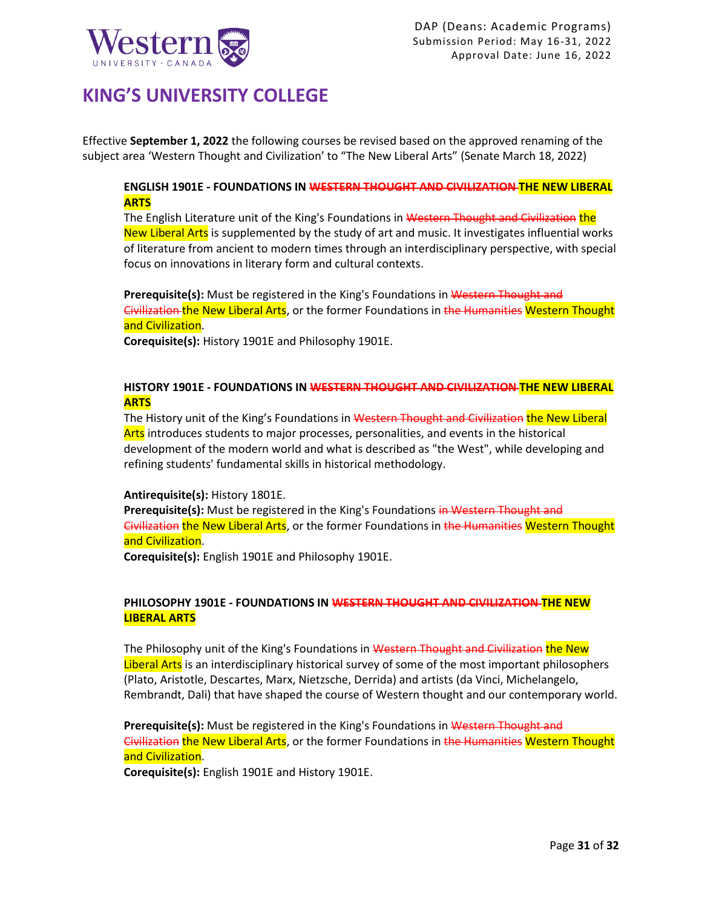## KING'S UNIVERSITY COLLEGE

Effective **September 1, 2022** the following courses be revised based on the approved renaming of the subject area 'Western Thought and Civilization' to "The New Liberal Arts" (Senate March 18, 2022)

**ENGLISH 1901E - FOUNDATIONS IN ~~WESTERN THOUGHT AND CIVILIZATION~~ THE NEW LIBERAL ARTS**

The English Literature unit of the King's Foundations in ~~Western Thought and Civilization~~ the New Liberal Arts is supplemented by the study of art and music. It investigates influential works of literature from ancient to modern times through an interdisciplinary perspective, with special focus on innovations in literary form and cultural contexts.

**Prerequisite(s):** Must be registered in the King's Foundations in ~~Western Thought and Civilization~~ the New Liberal Arts, or the former Foundations in ~~the Humanities~~ Western Thought and Civilization.
**Corequisite(s):** History 1901E and Philosophy 1901E.

**HISTORY 1901E - FOUNDATIONS IN ~~WESTERN THOUGHT AND CIVILIZATION~~ THE NEW LIBERAL ARTS**

The History unit of the King's Foundations in ~~Western Thought and Civilization~~ the New Liberal Arts introduces students to major processes, personalities, and events in the historical development of the modern world and what is described as "the West", while developing and refining students' fundamental skills in historical methodology.

**Antirequisite(s):** History 1801E.
**Prerequisite(s):** Must be registered in the King's Foundations ~~in Western Thought and Civilization~~ the New Liberal Arts, or the former Foundations in ~~the Humanities~~ Western Thought and Civilization.
**Corequisite(s):** English 1901E and Philosophy 1901E.

**PHILOSOPHY 1901E - FOUNDATIONS IN ~~WESTERN THOUGHT AND CIVILIZATION~~ THE NEW LIBERAL ARTS**

The Philosophy unit of the King's Foundations in ~~Western Thought and Civilization~~ the New Liberal Arts is an interdisciplinary historical survey of some of the most important philosophers (Plato, Aristotle, Descartes, Marx, Nietzsche, Derrida) and artists (da Vinci, Michelangelo, Rembrandt, Dali) that have shaped the course of Western thought and our contemporary world.

**Prerequisite(s):** Must be registered in the King's Foundations in ~~Western Thought and Civilization~~ the New Liberal Arts, or the former Foundations in ~~the Humanities~~ Western Thought and Civilization.
**Corequisite(s):** English 1901E and History 1901E.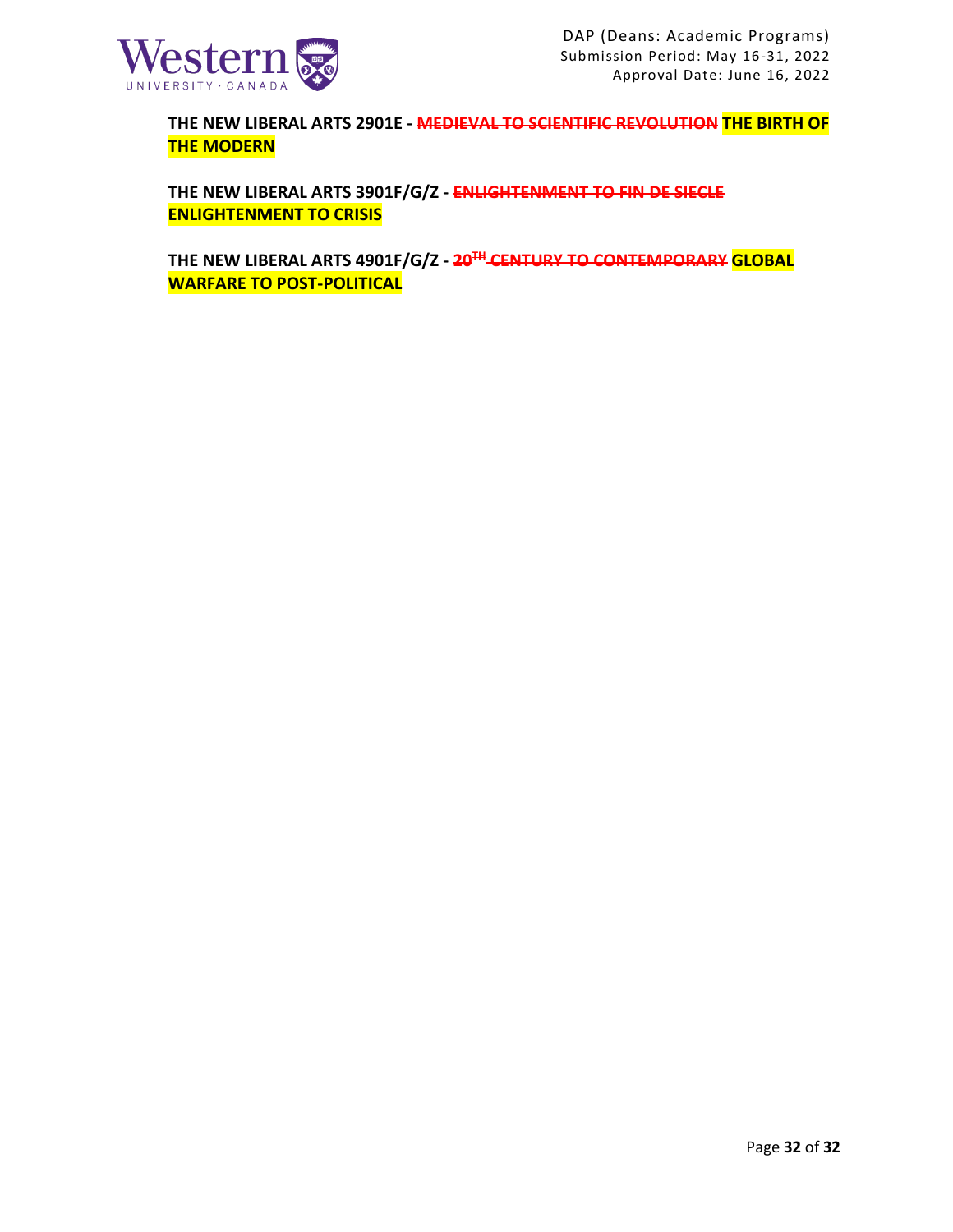**THE NEW LIBERAL ARTS 2901E - ~~MEDIEVAL TO SCIENTIFIC REVOLUTION~~ THE BIRTH OF THE MODERN**

**THE NEW LIBERAL ARTS 3901F/G/Z - ~~ENLIGHTENMENT TO FIN-DE SIECLE~~ ENLIGHTENMENT TO CRISIS**

**THE NEW LIBERAL ARTS 4901F/G/Z - ~~20TH CENTURY TO CONTEMPORARY~~ GLOBAL WARFARE TO POST-POLITICAL**